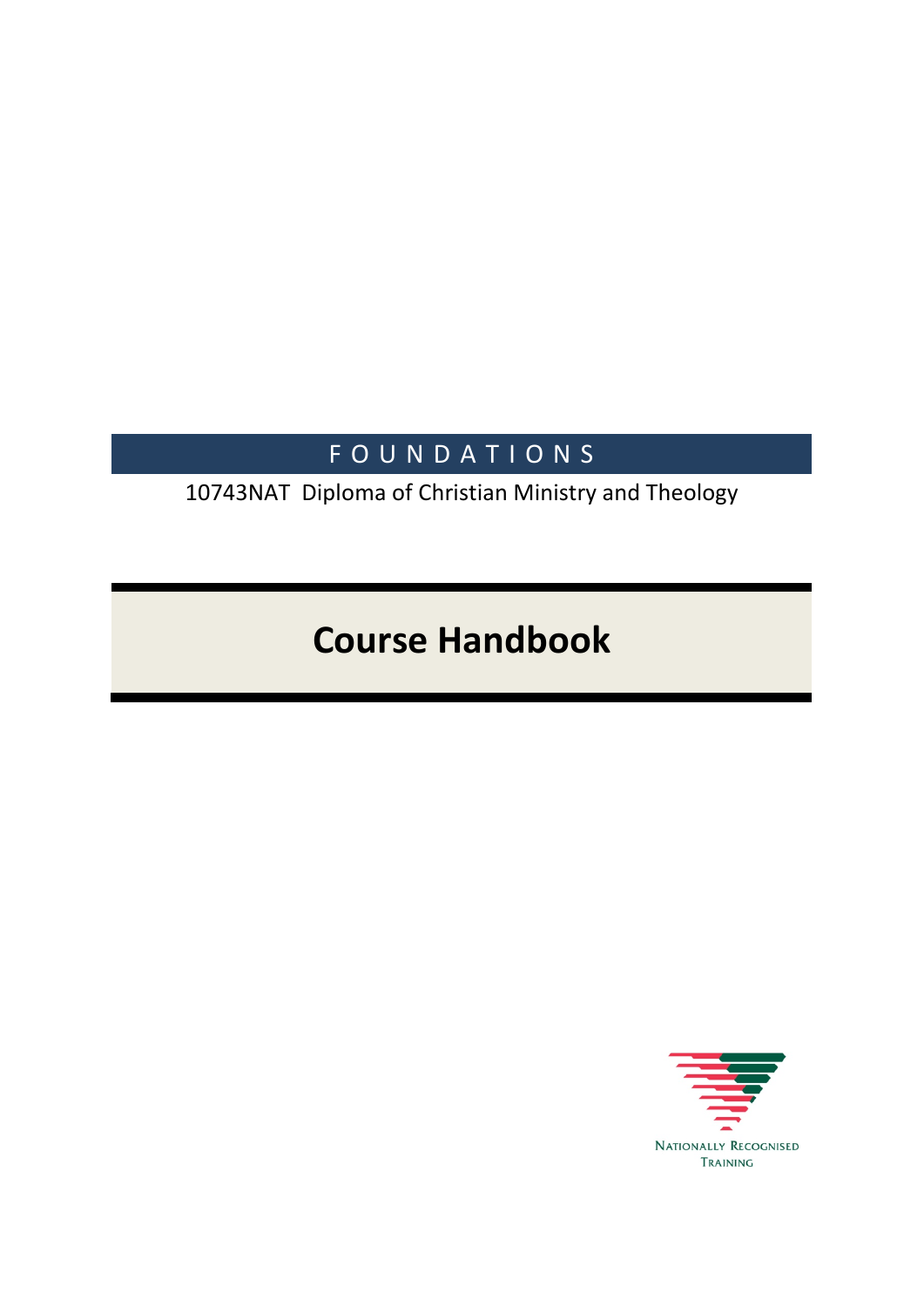FOUNDATIONS

10743NAT Diploma of Christian Ministry and Theology

# Course Handbook

NATIONALLY RECOGNISED TRAINING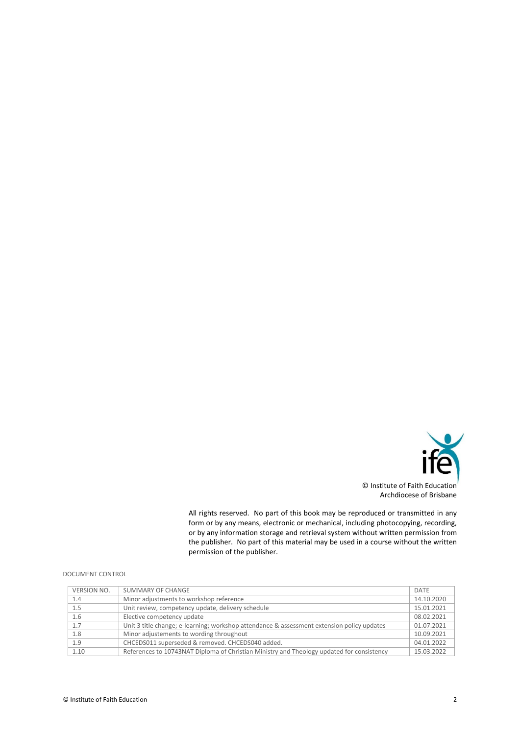© Institute of Faith Education
Archdiocese of Brisbane

All rights reserved. No part of this book may be reproduced or transmitted in any form or by any means, electronic or mechanical, including photocopying, recording, or by any information storage and retrieval system without written permission from the publisher. No part of this material may be used in a course without the written permission of the publisher.

DOCUMENT CONTROL

| VERSION NO. | SUMMARY OF CHANGE | DATE |
|---|---|---|
| 1.4 | Minor adjustments to workshop reference | 14.10.2020 |
| 1.5 | Unit review, competency update, delivery schedule | 15.01.2021 |
| 1.6 | Elective competency update | 08.02.2021 |
| 1.7 | Unit 3 title change; e-learning; workshop attendance & assessment extension policy updates | 01.07.2021 |
| 1.8 | Minor adjustements to wording throughout | 10.09.2021 |
| 1.9 | CHCEDS011 superseded & removed. CHCEDS040 added. | 04.01.2022 |
| 1.10 | References to 10743NAT Diploma of Christian Ministry and Theology updated for consistency | 15.03.2022 |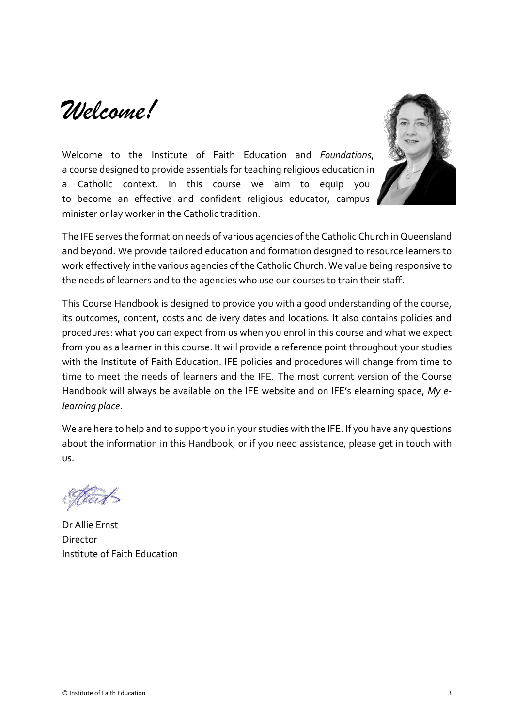# *Welcome!*

Welcome to the Institute of Faith Education and *Foundations*, a course designed to provide essentials for teaching religious education in a Catholic context. In this course we aim to equip you to become an effective and confident religious educator, campus minister or lay worker in the Catholic tradition.

The IFE serves the formation needs of various agencies of the Catholic Church in Queensland and beyond. We provide tailored education and formation designed to resource learners to work effectively in the various agencies of the Catholic Church. We value being responsive to the needs of learners and to the agencies who use our courses to train their staff.

This Course Handbook is designed to provide you with a good understanding of the course, its outcomes, content, costs and delivery dates and locations. It also contains policies and procedures: what you can expect from us when you enrol in this course and what we expect from you as a learner in this course. It will provide a reference point throughout your studies with the Institute of Faith Education. IFE policies and procedures will change from time to time to meet the needs of learners and the IFE. The most current version of the Course Handbook will always be available on the IFE website and on IFE's elearning space, *My e-learning place*.

We are here to help and to support you in your studies with the IFE. If you have any questions about the information in this Handbook, or if you need assistance, please get in touch with us.

Dr Allie Ernst
Director
Institute of Faith Education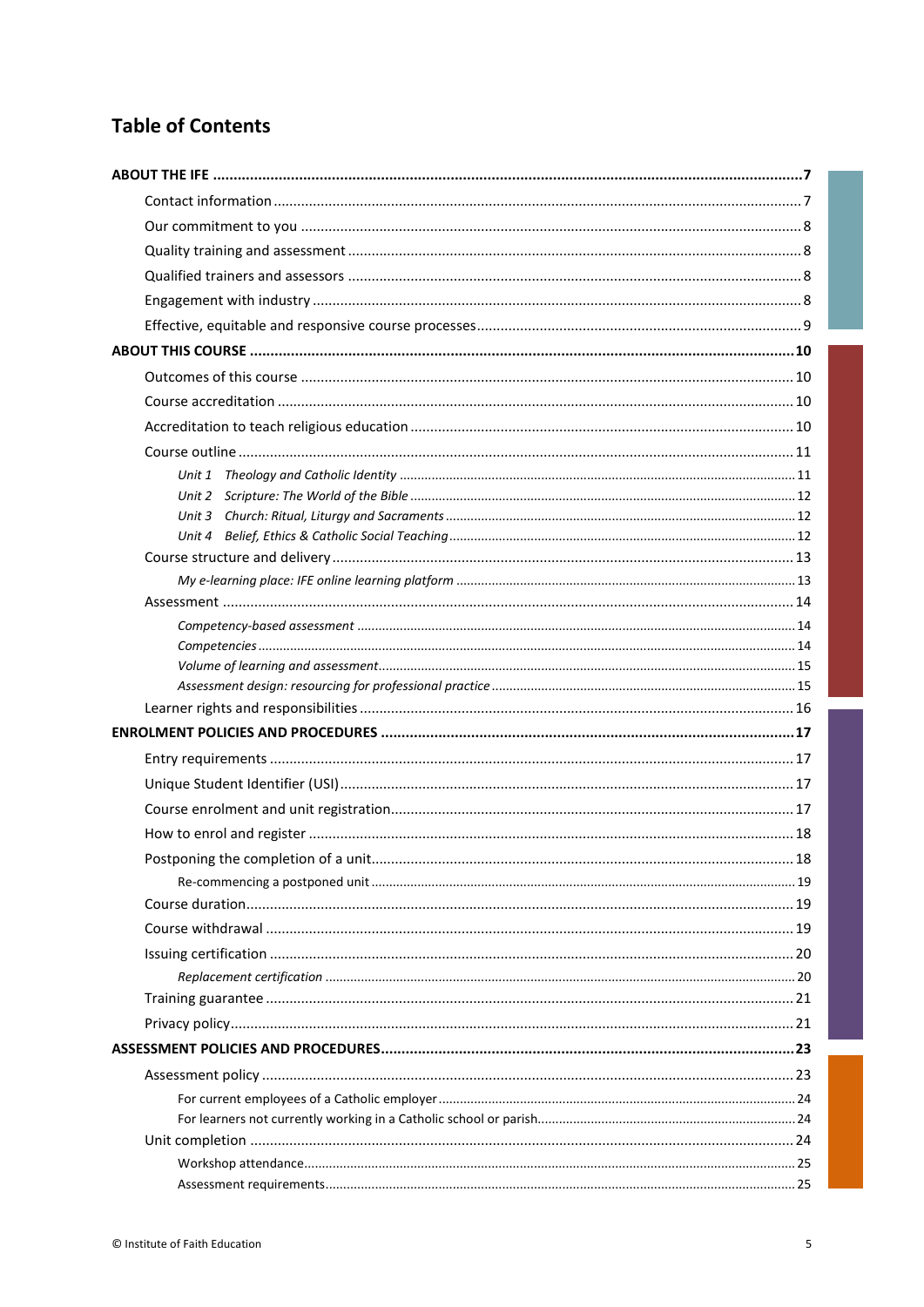# Table of Contents

**ABOUT THE IFE** .......... **7**

- Contact information .......... 7
- Our commitment to you .......... 8
- Quality training and assessment .......... 8
- Qualified trainers and assessors .......... 8
- Engagement with industry .......... 8
- Effective, equitable and responsive course processes .......... 9

**ABOUT THIS COURSE** .......... **10**

- Outcomes of this course .......... 10
- Course accreditation .......... 10
- Accreditation to teach religious education .......... 10
- Course outline .......... 11
  - *Unit 1 Theology and Catholic Identity* .......... 11
  - *Unit 2 Scripture: The World of the Bible* .......... 12
  - *Unit 3 Church: Ritual, Liturgy and Sacraments* .......... 12
  - *Unit 4 Belief, Ethics & Catholic Social Teaching* .......... 12
- Course structure and delivery .......... 13
  - *My e-learning place: IFE online learning platform* .......... 13
- Assessment .......... 14
  - *Competency-based assessment* .......... 14
  - *Competencies* .......... 14
  - *Volume of learning and assessment* .......... 15
  - *Assessment design: resourcing for professional practice* .......... 15
- Learner rights and responsibilities .......... 16

**ENROLMENT POLICIES AND PROCEDURES** .......... **17**

- Entry requirements .......... 17
- Unique Student Identifier (USI) .......... 17
- Course enrolment and unit registration .......... 17
- How to enrol and register .......... 18
- Postponing the completion of a unit .......... 18
  - Re-commencing a postponed unit .......... 19
- Course duration .......... 19
- Course withdrawal .......... 19
- Issuing certification .......... 20
  - *Replacement certification* .......... 20
- Training guarantee .......... 21
- Privacy policy .......... 21

**ASSESSMENT POLICIES AND PROCEDURES** .......... **23**

- Assessment policy .......... 23
  - For current employees of a Catholic employer .......... 24
  - For learners not currently working in a Catholic school or parish .......... 24
- Unit completion .......... 24
  - Workshop attendance .......... 25
  - Assessment requirements .......... 25

© Institute of Faith Education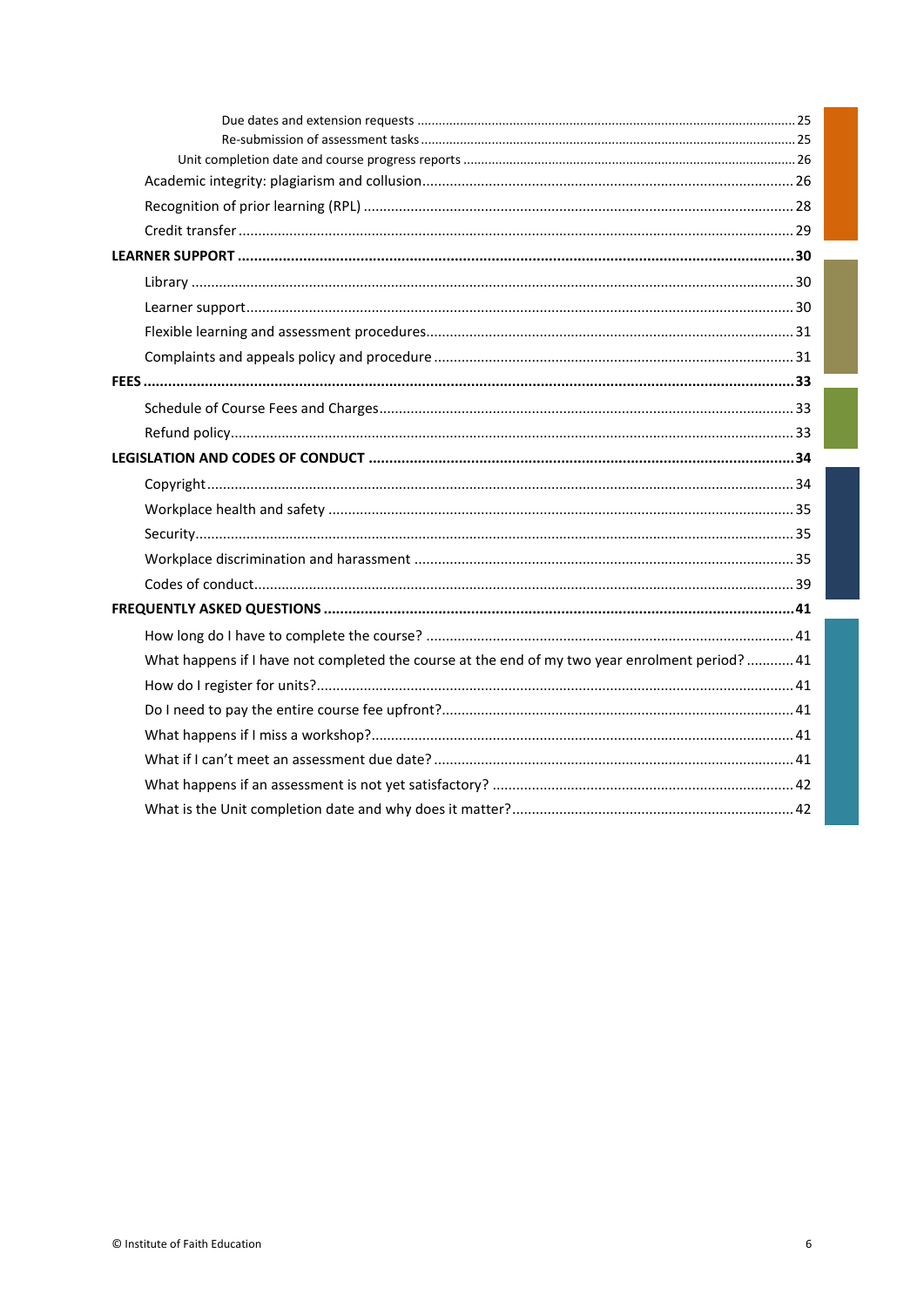Due dates and extension requests ........ 25
Re-submission of assessment tasks ........ 25
Unit completion date and course progress reports ........ 26
Academic integrity: plagiarism and collusion ........ 26
Recognition of prior learning (RPL) ........ 28
Credit transfer ........ 29

**LEARNER SUPPORT ........ 30**

Library ........ 30
Learner support ........ 30
Flexible learning and assessment procedures ........ 31
Complaints and appeals policy and procedure ........ 31

**FEES ........ 33**

Schedule of Course Fees and Charges ........ 33
Refund policy ........ 33

**LEGISLATION AND CODES OF CONDUCT ........ 34**

Copyright ........ 34
Workplace health and safety ........ 35
Security ........ 35
Workplace discrimination and harassment ........ 35
Codes of conduct ........ 39

**FREQUENTLY ASKED QUESTIONS ........ 41**

How long do I have to complete the course? ........ 41
What happens if I have not completed the course at the end of my two year enrolment period? ........ 41
How do I register for units? ........ 41
Do I need to pay the entire course fee upfront? ........ 41
What happens if I miss a workshop? ........ 41
What if I can't meet an assessment due date? ........ 41
What happens if an assessment is not yet satisfactory? ........ 42
What is the Unit completion date and why does it matter? ........ 42

© Institute of Faith Education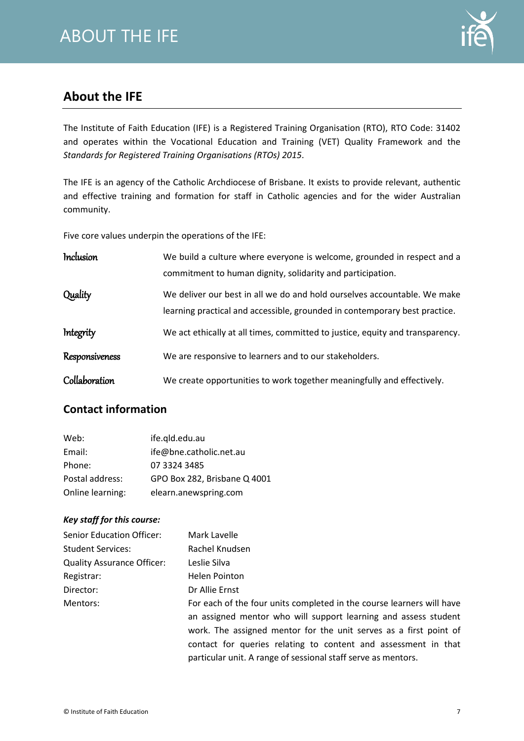## About the IFE

The Institute of Faith Education (IFE) is a Registered Training Organisation (RTO), RTO Code: 31402 and operates within the Vocational Education and Training (VET) Quality Framework and the *Standards for Registered Training Organisations (RTOs) 2015*.

The IFE is an agency of the Catholic Archdiocese of Brisbane. It exists to provide relevant, authentic and effective training and formation for staff in Catholic agencies and for the wider Australian community.

Five core values underpin the operations of the IFE:

| | |
|---|---|
| Inclusion | We build a culture where everyone is welcome, grounded in respect and a commitment to human dignity, solidarity and participation. |
| Quality | We deliver our best in all we do and hold ourselves accountable. We make learning practical and accessible, grounded in contemporary best practice. |
| Integrity | We act ethically at all times, committed to justice, equity and transparency. |
| Responsiveness | We are responsive to learners and to our stakeholders. |
| Collaboration | We create opportunities to work together meaningfully and effectively. |

## Contact information

| | |
|---|---|
| Web: | ife.qld.edu.au |
| Email: | ife@bne.catholic.net.au |
| Phone: | 07 3324 3485 |
| Postal address: | GPO Box 282, Brisbane Q 4001 |
| Online learning: | elearn.anewspring.com |

***Key staff for this course:***

| | |
|---|---|
| Senior Education Officer: | Mark Lavelle |
| Student Services: | Rachel Knudsen |
| Quality Assurance Officer: | Leslie Silva |
| Registrar: | Helen Pointon |
| Director: | Dr Allie Ernst |
| Mentors: | For each of the four units completed in the course learners will have an assigned mentor who will support learning and assess student work. The assigned mentor for the unit serves as a first point of contact for queries relating to content and assessment in that particular unit. A range of sessional staff serve as mentors. |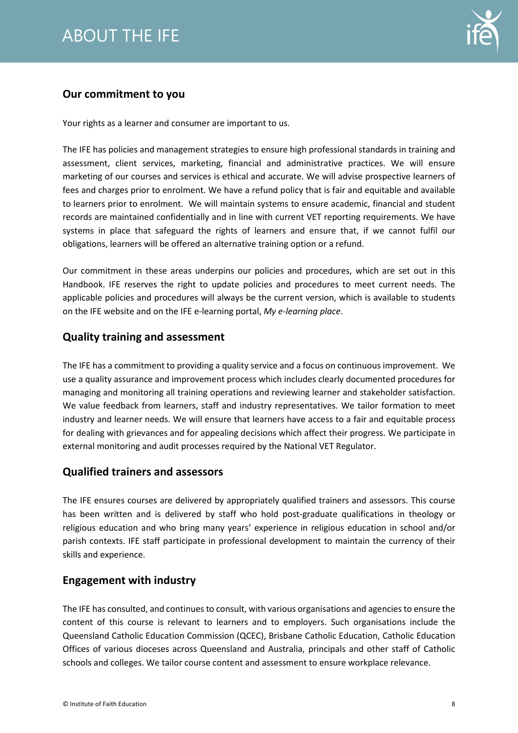# ABOUT THE IFE

## Our commitment to you

Your rights as a learner and consumer are important to us.

The IFE has policies and management strategies to ensure high professional standards in training and assessment, client services, marketing, financial and administrative practices. We will ensure marketing of our courses and services is ethical and accurate. We will advise prospective learners of fees and charges prior to enrolment. We have a refund policy that is fair and equitable and available to learners prior to enrolment. We will maintain systems to ensure academic, financial and student records are maintained confidentially and in line with current VET reporting requirements. We have systems in place that safeguard the rights of learners and ensure that, if we cannot fulfil our obligations, learners will be offered an alternative training option or a refund.

Our commitment in these areas underpins our policies and procedures, which are set out in this Handbook. IFE reserves the right to update policies and procedures to meet current needs. The applicable policies and procedures will always be the current version, which is available to students on the IFE website and on the IFE e-learning portal, *My e-learning place*.

## Quality training and assessment

The IFE has a commitment to providing a quality service and a focus on continuous improvement. We use a quality assurance and improvement process which includes clearly documented procedures for managing and monitoring all training operations and reviewing learner and stakeholder satisfaction. We value feedback from learners, staff and industry representatives. We tailor formation to meet industry and learner needs. We will ensure that learners have access to a fair and equitable process for dealing with grievances and for appealing decisions which affect their progress. We participate in external monitoring and audit processes required by the National VET Regulator.

## Qualified trainers and assessors

The IFE ensures courses are delivered by appropriately qualified trainers and assessors. This course has been written and is delivered by staff who hold post-graduate qualifications in theology or religious education and who bring many years' experience in religious education in school and/or parish contexts. IFE staff participate in professional development to maintain the currency of their skills and experience.

## Engagement with industry

The IFE has consulted, and continues to consult, with various organisations and agencies to ensure the content of this course is relevant to learners and to employers. Such organisations include the Queensland Catholic Education Commission (QCEC), Brisbane Catholic Education, Catholic Education Offices of various dioceses across Queensland and Australia, principals and other staff of Catholic schools and colleges. We tailor course content and assessment to ensure workplace relevance.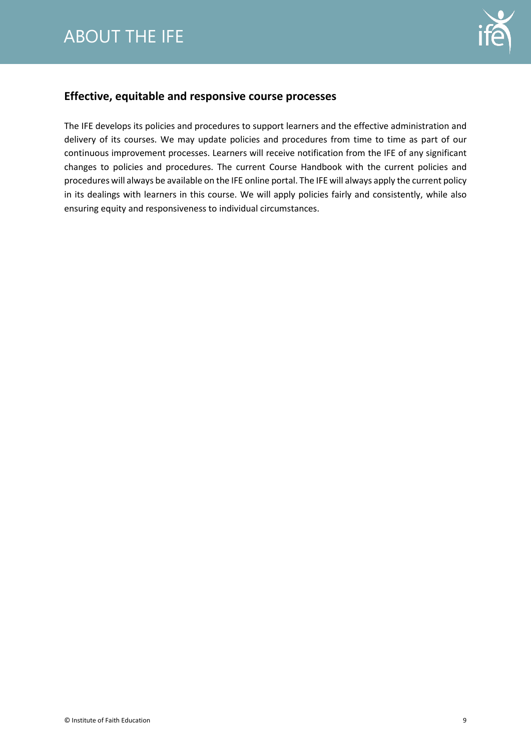## Effective, equitable and responsive course processes

The IFE develops its policies and procedures to support learners and the effective administration and delivery of its courses. We may update policies and procedures from time to time as part of our continuous improvement processes. Learners will receive notification from the IFE of any significant changes to policies and procedures. The current Course Handbook with the current policies and procedures will always be available on the IFE online portal. The IFE will always apply the current policy in its dealings with learners in this course. We will apply policies fairly and consistently, while also ensuring equity and responsiveness to individual circumstances.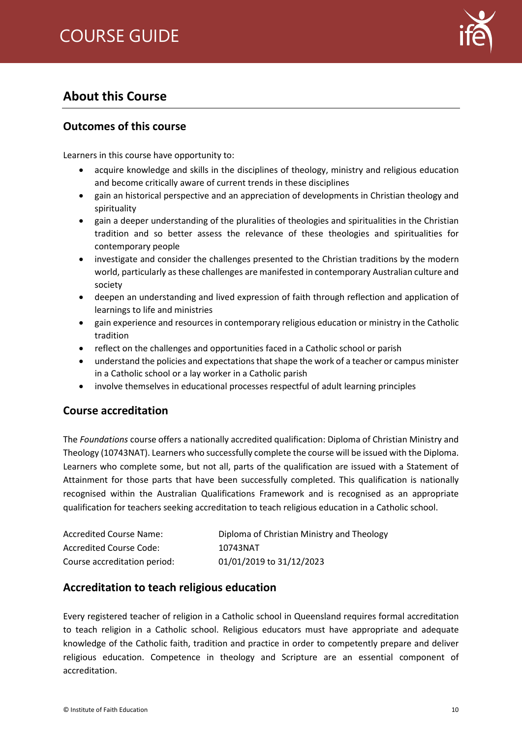## About this Course

### Outcomes of this course

Learners in this course have opportunity to:

- acquire knowledge and skills in the disciplines of theology, ministry and religious education and become critically aware of current trends in these disciplines
- gain an historical perspective and an appreciation of developments in Christian theology and spirituality
- gain a deeper understanding of the pluralities of theologies and spiritualities in the Christian tradition and so better assess the relevance of these theologies and spiritualities for contemporary people
- investigate and consider the challenges presented to the Christian traditions by the modern world, particularly as these challenges are manifested in contemporary Australian culture and society
- deepen an understanding and lived expression of faith through reflection and application of learnings to life and ministries
- gain experience and resources in contemporary religious education or ministry in the Catholic tradition
- reflect on the challenges and opportunities faced in a Catholic school or parish
- understand the policies and expectations that shape the work of a teacher or campus minister in a Catholic school or a lay worker in a Catholic parish
- involve themselves in educational processes respectful of adult learning principles

### Course accreditation

The *Foundations* course offers a nationally accredited qualification: Diploma of Christian Ministry and Theology (10743NAT). Learners who successfully complete the course will be issued with the Diploma. Learners who complete some, but not all, parts of the qualification are issued with a Statement of Attainment for those parts that have been successfully completed. This qualification is nationally recognised within the Australian Qualifications Framework and is recognised as an appropriate qualification for teachers seeking accreditation to teach religious education in a Catholic school.

| | |
|---|---|
| Accredited Course Name: | Diploma of Christian Ministry and Theology |
| Accredited Course Code: | 10743NAT |
| Course accreditation period: | 01/01/2019 to 31/12/2023 |

### Accreditation to teach religious education

Every registered teacher of religion in a Catholic school in Queensland requires formal accreditation to teach religion in a Catholic school. Religious educators must have appropriate and adequate knowledge of the Catholic faith, tradition and practice in order to competently prepare and deliver religious education. Competence in theology and Scripture are an essential component of accreditation.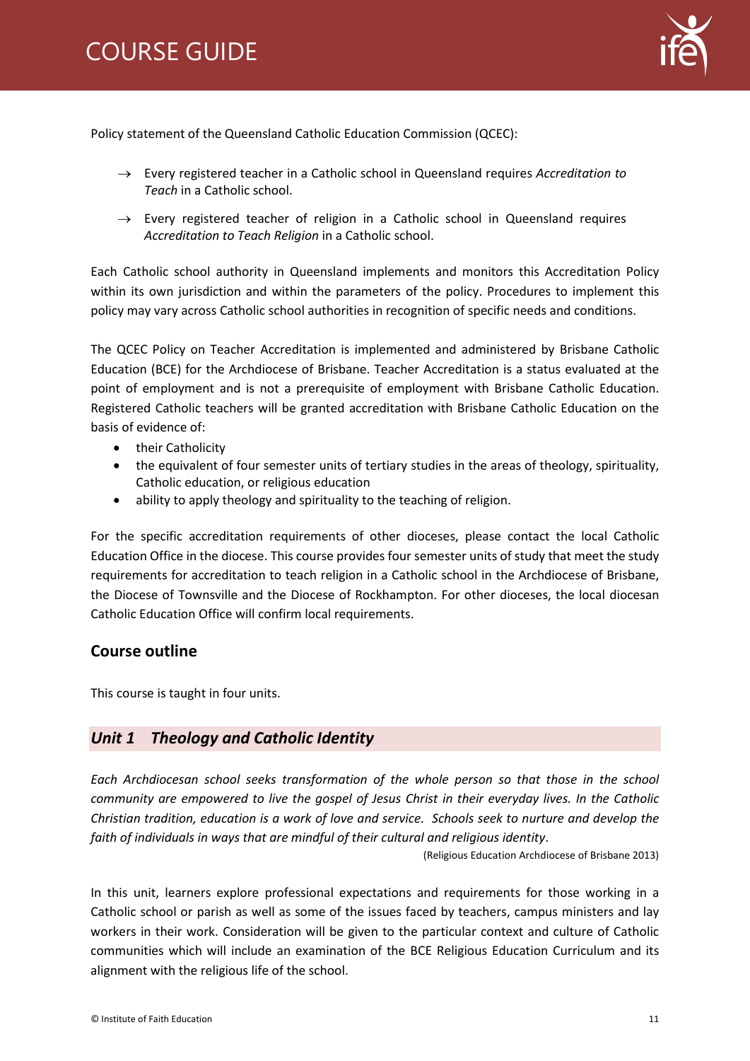Policy statement of the Queensland Catholic Education Commission (QCEC):

→ Every registered teacher in a Catholic school in Queensland requires *Accreditation to Teach* in a Catholic school.

→ Every registered teacher of religion in a Catholic school in Queensland requires *Accreditation to Teach Religion* in a Catholic school.

Each Catholic school authority in Queensland implements and monitors this Accreditation Policy within its own jurisdiction and within the parameters of the policy. Procedures to implement this policy may vary across Catholic school authorities in recognition of specific needs and conditions.

The QCEC Policy on Teacher Accreditation is implemented and administered by Brisbane Catholic Education (BCE) for the Archdiocese of Brisbane. Teacher Accreditation is a status evaluated at the point of employment and is not a prerequisite of employment with Brisbane Catholic Education. Registered Catholic teachers will be granted accreditation with Brisbane Catholic Education on the basis of evidence of:

- their Catholicity
- the equivalent of four semester units of tertiary studies in the areas of theology, spirituality, Catholic education, or religious education
- ability to apply theology and spirituality to the teaching of religion.

For the specific accreditation requirements of other dioceses, please contact the local Catholic Education Office in the diocese. This course provides four semester units of study that meet the study requirements for accreditation to teach religion in a Catholic school in the Archdiocese of Brisbane, the Diocese of Townsville and the Diocese of Rockhampton. For other dioceses, the local diocesan Catholic Education Office will confirm local requirements.

## Course outline

This course is taught in four units.

### *Unit 1 Theology and Catholic Identity*

*Each Archdiocesan school seeks transformation of the whole person so that those in the school community are empowered to live the gospel of Jesus Christ in their everyday lives. In the Catholic Christian tradition, education is a work of love and service. Schools seek to nurture and develop the faith of individuals in ways that are mindful of their cultural and religious identity*.

(Religious Education Archdiocese of Brisbane 2013)

In this unit, learners explore professional expectations and requirements for those working in a Catholic school or parish as well as some of the issues faced by teachers, campus ministers and lay workers in their work. Consideration will be given to the particular context and culture of Catholic communities which will include an examination of the BCE Religious Education Curriculum and its alignment with the religious life of the school.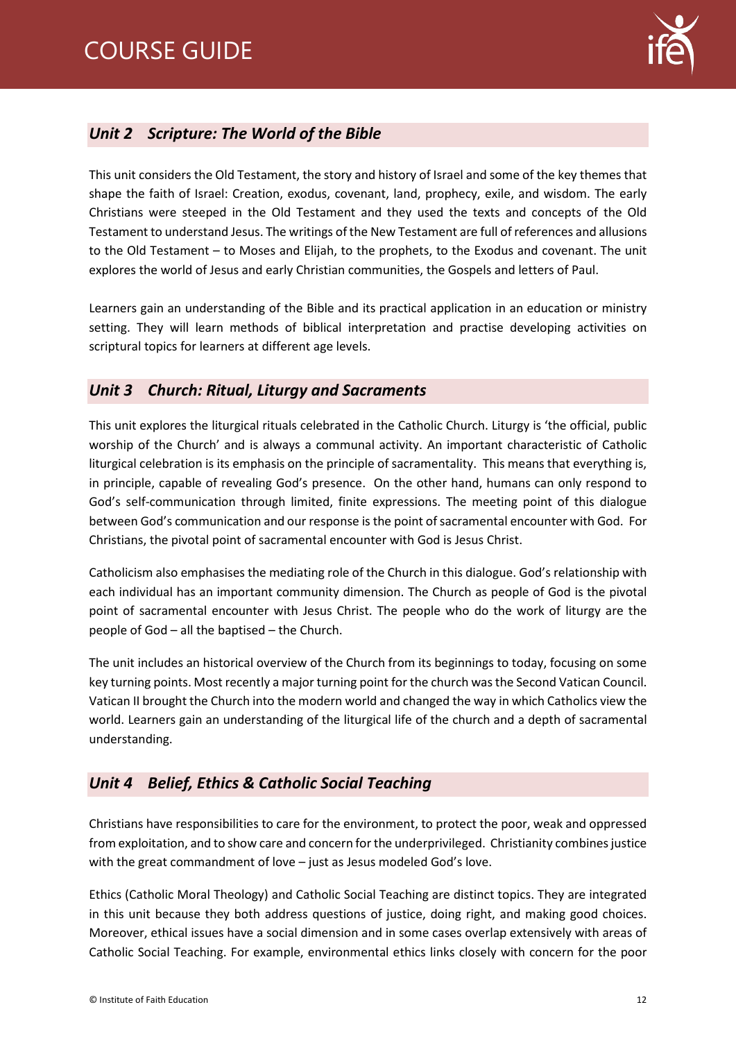## *Unit 2 Scripture: The World of the Bible*

This unit considers the Old Testament, the story and history of Israel and some of the key themes that shape the faith of Israel: Creation, exodus, covenant, land, prophecy, exile, and wisdom. The early Christians were steeped in the Old Testament and they used the texts and concepts of the Old Testament to understand Jesus. The writings of the New Testament are full of references and allusions to the Old Testament – to Moses and Elijah, to the prophets, to the Exodus and covenant. The unit explores the world of Jesus and early Christian communities, the Gospels and letters of Paul.

Learners gain an understanding of the Bible and its practical application in an education or ministry setting. They will learn methods of biblical interpretation and practise developing activities on scriptural topics for learners at different age levels.

## *Unit 3 Church: Ritual, Liturgy and Sacraments*

This unit explores the liturgical rituals celebrated in the Catholic Church. Liturgy is 'the official, public worship of the Church' and is always a communal activity. An important characteristic of Catholic liturgical celebration is its emphasis on the principle of sacramentality. This means that everything is, in principle, capable of revealing God's presence. On the other hand, humans can only respond to God's self-communication through limited, finite expressions. The meeting point of this dialogue between God's communication and our response is the point of sacramental encounter with God. For Christians, the pivotal point of sacramental encounter with God is Jesus Christ.

Catholicism also emphasises the mediating role of the Church in this dialogue. God's relationship with each individual has an important community dimension. The Church as people of God is the pivotal point of sacramental encounter with Jesus Christ. The people who do the work of liturgy are the people of God – all the baptised – the Church.

The unit includes an historical overview of the Church from its beginnings to today, focusing on some key turning points. Most recently a major turning point for the church was the Second Vatican Council. Vatican II brought the Church into the modern world and changed the way in which Catholics view the world. Learners gain an understanding of the liturgical life of the church and a depth of sacramental understanding.

## *Unit 4 Belief, Ethics & Catholic Social Teaching*

Christians have responsibilities to care for the environment, to protect the poor, weak and oppressed from exploitation, and to show care and concern for the underprivileged. Christianity combines justice with the great commandment of love – just as Jesus modeled God's love.

Ethics (Catholic Moral Theology) and Catholic Social Teaching are distinct topics. They are integrated in this unit because they both address questions of justice, doing right, and making good choices. Moreover, ethical issues have a social dimension and in some cases overlap extensively with areas of Catholic Social Teaching. For example, environmental ethics links closely with concern for the poor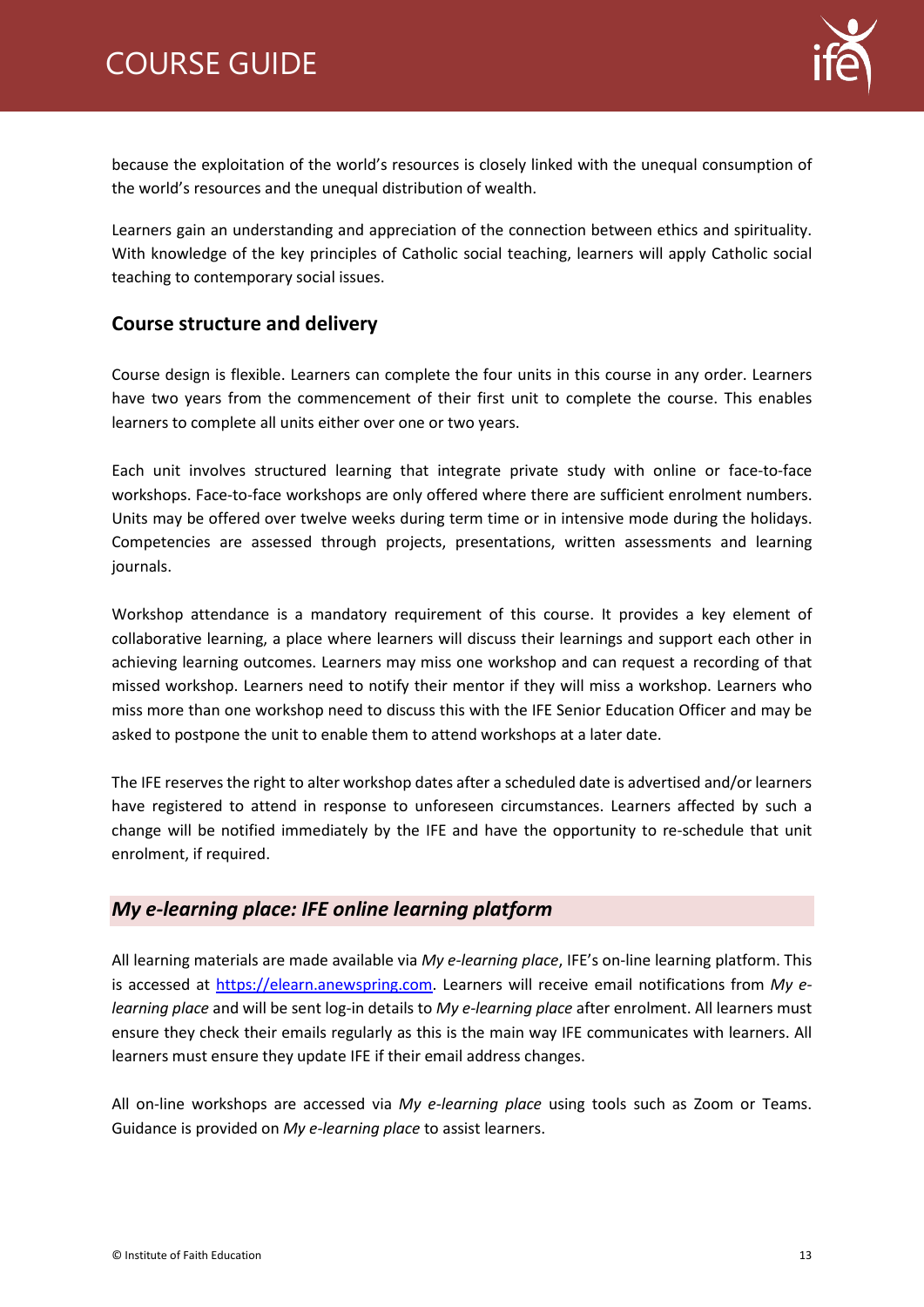because the exploitation of the world's resources is closely linked with the unequal consumption of the world's resources and the unequal distribution of wealth.

Learners gain an understanding and appreciation of the connection between ethics and spirituality. With knowledge of the key principles of Catholic social teaching, learners will apply Catholic social teaching to contemporary social issues.

## Course structure and delivery

Course design is flexible. Learners can complete the four units in this course in any order. Learners have two years from the commencement of their first unit to complete the course. This enables learners to complete all units either over one or two years.

Each unit involves structured learning that integrate private study with online or face-to-face workshops. Face-to-face workshops are only offered where there are sufficient enrolment numbers. Units may be offered over twelve weeks during term time or in intensive mode during the holidays. Competencies are assessed through projects, presentations, written assessments and learning journals.

Workshop attendance is a mandatory requirement of this course. It provides a key element of collaborative learning, a place where learners will discuss their learnings and support each other in achieving learning outcomes. Learners may miss one workshop and can request a recording of that missed workshop. Learners need to notify their mentor if they will miss a workshop. Learners who miss more than one workshop need to discuss this with the IFE Senior Education Officer and may be asked to postpone the unit to enable them to attend workshops at a later date.

The IFE reserves the right to alter workshop dates after a scheduled date is advertised and/or learners have registered to attend in response to unforeseen circumstances. Learners affected by such a change will be notified immediately by the IFE and have the opportunity to re-schedule that unit enrolment, if required.

## *My e-learning place: IFE online learning platform*

All learning materials are made available via *My e-learning place*, IFE's on-line learning platform. This is accessed at [https://elearn.anewspring.com](https://elearn.anewspring.com). Learners will receive email notifications from *My e-learning place* and will be sent log-in details to *My e-learning place* after enrolment. All learners must ensure they check their emails regularly as this is the main way IFE communicates with learners. All learners must ensure they update IFE if their email address changes.

All on-line workshops are accessed via *My e-learning place* using tools such as Zoom or Teams. Guidance is provided on *My e-learning place* to assist learners.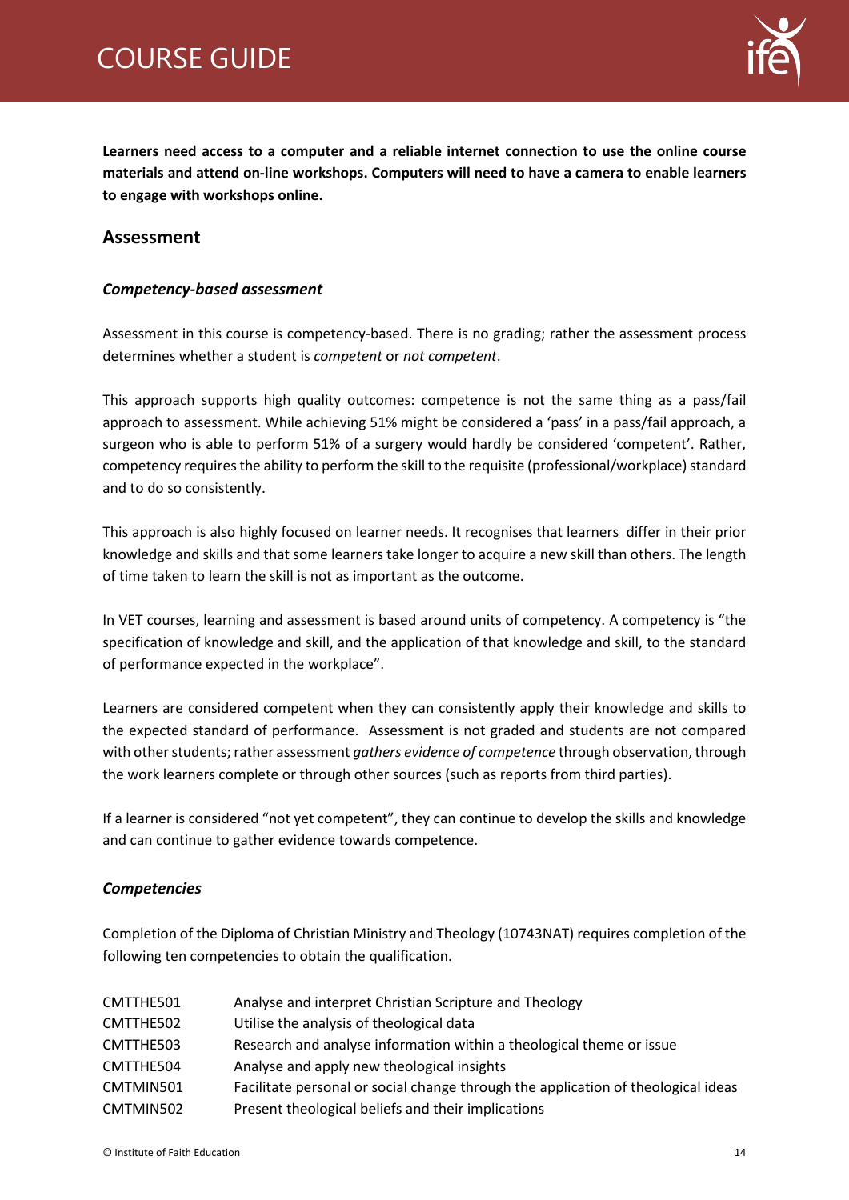**Learners need access to a computer and a reliable internet connection to use the online course materials and attend on-line workshops. Computers will need to have a camera to enable learners to engage with workshops online.**

## Assessment

### *Competency-based assessment*

Assessment in this course is competency-based. There is no grading; rather the assessment process determines whether a student is *competent* or *not competent*.

This approach supports high quality outcomes: competence is not the same thing as a pass/fail approach to assessment. While achieving 51% might be considered a 'pass' in a pass/fail approach, a surgeon who is able to perform 51% of a surgery would hardly be considered 'competent'. Rather, competency requires the ability to perform the skill to the requisite (professional/workplace) standard and to do so consistently.

This approach is also highly focused on learner needs. It recognises that learners differ in their prior knowledge and skills and that some learners take longer to acquire a new skill than others. The length of time taken to learn the skill is not as important as the outcome.

In VET courses, learning and assessment is based around units of competency. A competency is "the specification of knowledge and skill, and the application of that knowledge and skill, to the standard of performance expected in the workplace".

Learners are considered competent when they can consistently apply their knowledge and skills to the expected standard of performance. Assessment is not graded and students are not compared with other students; rather assessment *gathers evidence of competence* through observation, through the work learners complete or through other sources (such as reports from third parties).

If a learner is considered "not yet competent", they can continue to develop the skills and knowledge and can continue to gather evidence towards competence.

### *Competencies*

Completion of the Diploma of Christian Ministry and Theology (10743NAT) requires completion of the following ten competencies to obtain the qualification.

| | |
|---|---|
| CMTTHE501 | Analyse and interpret Christian Scripture and Theology |
| CMTTHE502 | Utilise the analysis of theological data |
| CMTTHE503 | Research and analyse information within a theological theme or issue |
| CMTTHE504 | Analyse and apply new theological insights |
| CMTMIN501 | Facilitate personal or social change through the application of theological ideas |
| CMTMIN502 | Present theological beliefs and their implications |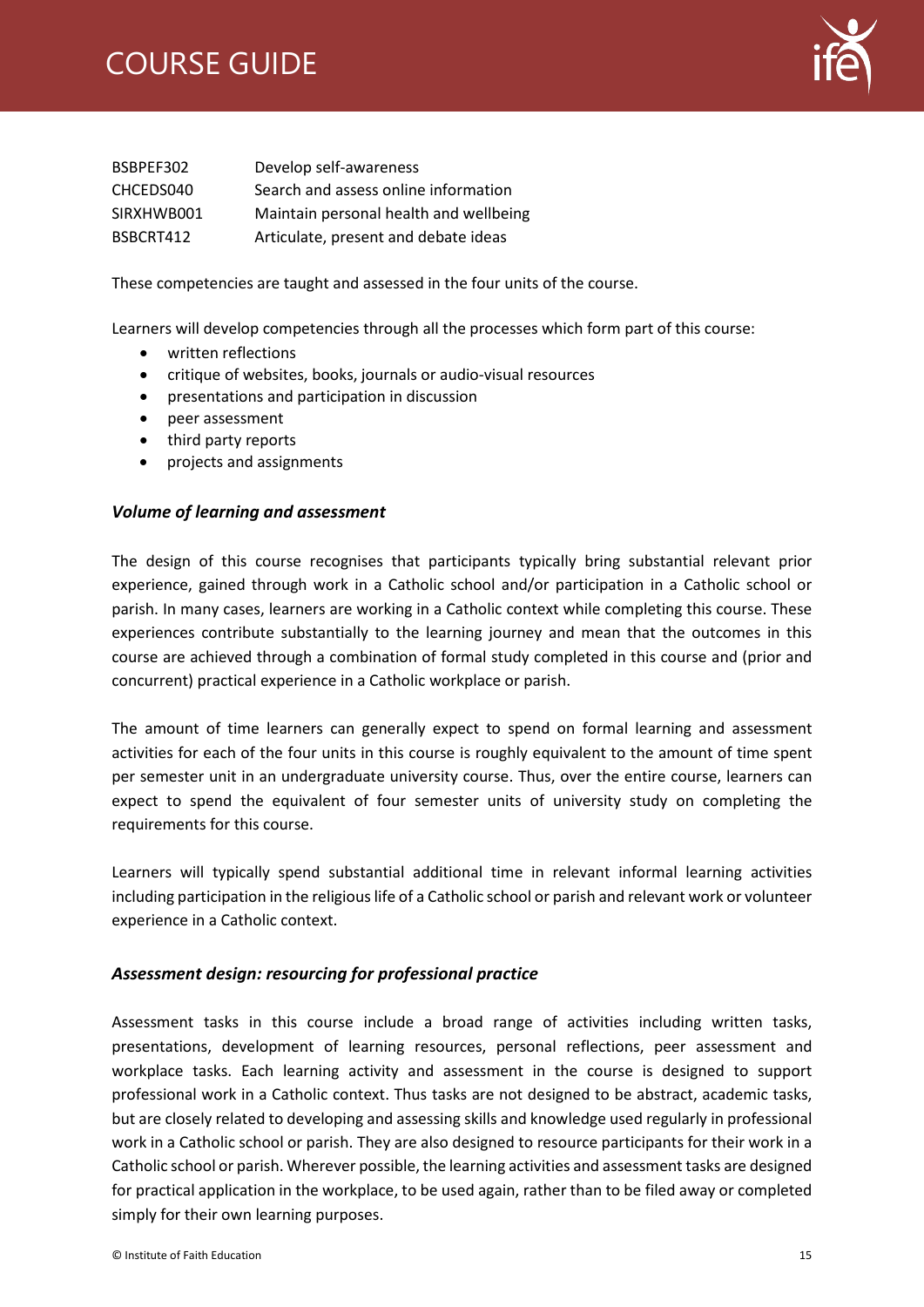| | |
|---|---|
| BSBPEF302 | Develop self-awareness |
| CHCEDS040 | Search and assess online information |
| SIRXHWB001 | Maintain personal health and wellbeing |
| BSBCRT412 | Articulate, present and debate ideas |

These competencies are taught and assessed in the four units of the course.

Learners will develop competencies through all the processes which form part of this course:

- written reflections
- critique of websites, books, journals or audio-visual resources
- presentations and participation in discussion
- peer assessment
- third party reports
- projects and assignments

### *Volume of learning and assessment*

The design of this course recognises that participants typically bring substantial relevant prior experience, gained through work in a Catholic school and/or participation in a Catholic school or parish. In many cases, learners are working in a Catholic context while completing this course. These experiences contribute substantially to the learning journey and mean that the outcomes in this course are achieved through a combination of formal study completed in this course and (prior and concurrent) practical experience in a Catholic workplace or parish.

The amount of time learners can generally expect to spend on formal learning and assessment activities for each of the four units in this course is roughly equivalent to the amount of time spent per semester unit in an undergraduate university course. Thus, over the entire course, learners can expect to spend the equivalent of four semester units of university study on completing the requirements for this course.

Learners will typically spend substantial additional time in relevant informal learning activities including participation in the religious life of a Catholic school or parish and relevant work or volunteer experience in a Catholic context.

### *Assessment design: resourcing for professional practice*

Assessment tasks in this course include a broad range of activities including written tasks, presentations, development of learning resources, personal reflections, peer assessment and workplace tasks. Each learning activity and assessment in the course is designed to support professional work in a Catholic context. Thus tasks are not designed to be abstract, academic tasks, but are closely related to developing and assessing skills and knowledge used regularly in professional work in a Catholic school or parish. They are also designed to resource participants for their work in a Catholic school or parish. Wherever possible, the learning activities and assessment tasks are designed for practical application in the workplace, to be used again, rather than to be filed away or completed simply for their own learning purposes.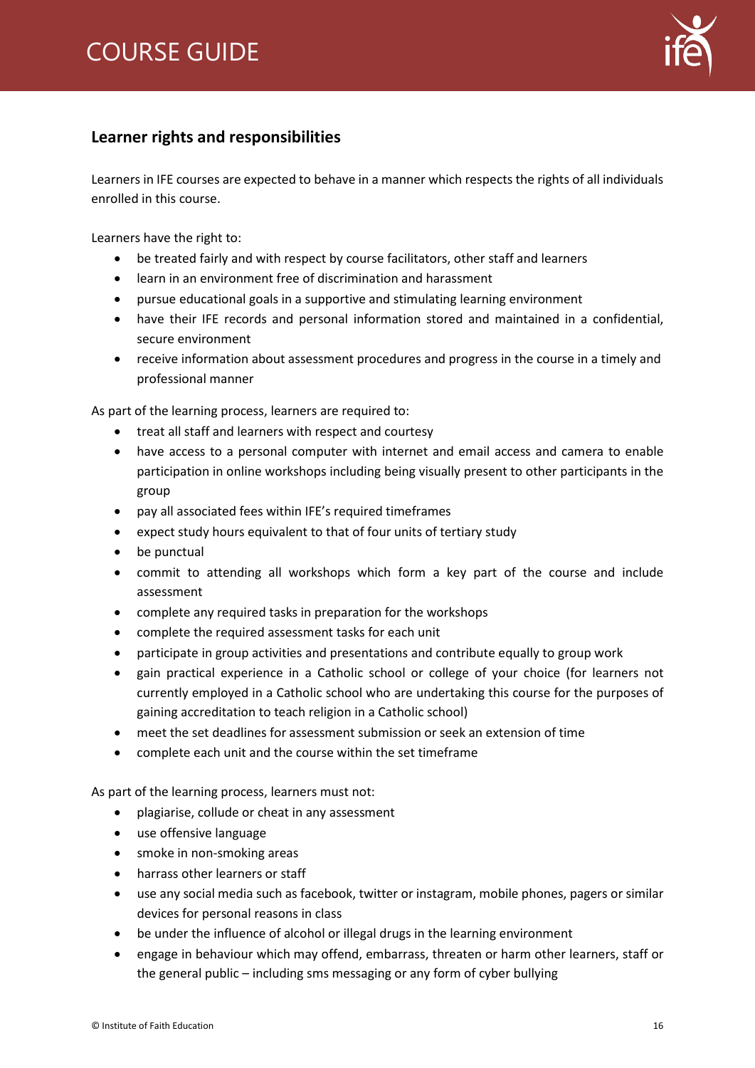## Learner rights and responsibilities

Learners in IFE courses are expected to behave in a manner which respects the rights of all individuals enrolled in this course.

Learners have the right to:

- be treated fairly and with respect by course facilitators, other staff and learners
- learn in an environment free of discrimination and harassment
- pursue educational goals in a supportive and stimulating learning environment
- have their IFE records and personal information stored and maintained in a confidential, secure environment
- receive information about assessment procedures and progress in the course in a timely and professional manner

As part of the learning process, learners are required to:

- treat all staff and learners with respect and courtesy
- have access to a personal computer with internet and email access and camera to enable participation in online workshops including being visually present to other participants in the group
- pay all associated fees within IFE's required timeframes
- expect study hours equivalent to that of four units of tertiary study
- be punctual
- commit to attending all workshops which form a key part of the course and include assessment
- complete any required tasks in preparation for the workshops
- complete the required assessment tasks for each unit
- participate in group activities and presentations and contribute equally to group work
- gain practical experience in a Catholic school or college of your choice (for learners not currently employed in a Catholic school who are undertaking this course for the purposes of gaining accreditation to teach religion in a Catholic school)
- meet the set deadlines for assessment submission or seek an extension of time
- complete each unit and the course within the set timeframe

As part of the learning process, learners must not:

- plagiarise, collude or cheat in any assessment
- use offensive language
- smoke in non-smoking areas
- harrass other learners or staff
- use any social media such as facebook, twitter or instagram, mobile phones, pagers or similar devices for personal reasons in class
- be under the influence of alcohol or illegal drugs in the learning environment
- engage in behaviour which may offend, embarrass, threaten or harm other learners, staff or the general public – including sms messaging or any form of cyber bullying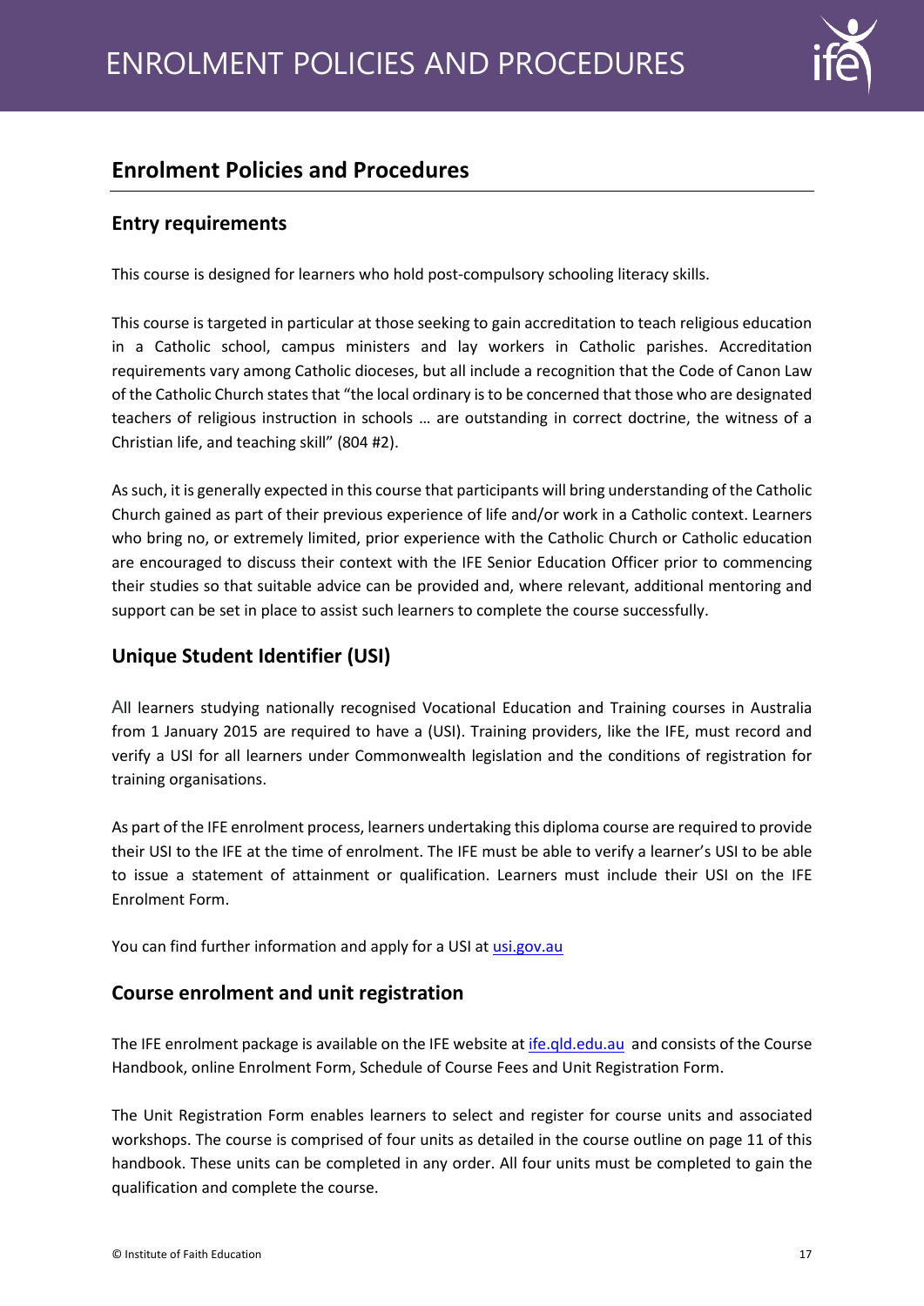## Enrolment Policies and Procedures

### Entry requirements

This course is designed for learners who hold post-compulsory schooling literacy skills.

This course is targeted in particular at those seeking to gain accreditation to teach religious education in a Catholic school, campus ministers and lay workers in Catholic parishes. Accreditation requirements vary among Catholic dioceses, but all include a recognition that the Code of Canon Law of the Catholic Church states that "the local ordinary is to be concerned that those who are designated teachers of religious instruction in schools … are outstanding in correct doctrine, the witness of a Christian life, and teaching skill" (804 #2).

As such, it is generally expected in this course that participants will bring understanding of the Catholic Church gained as part of their previous experience of life and/or work in a Catholic context. Learners who bring no, or extremely limited, prior experience with the Catholic Church or Catholic education are encouraged to discuss their context with the IFE Senior Education Officer prior to commencing their studies so that suitable advice can be provided and, where relevant, additional mentoring and support can be set in place to assist such learners to complete the course successfully.

### Unique Student Identifier (USI)

All learners studying nationally recognised Vocational Education and Training courses in Australia from 1 January 2015 are required to have a (USI). Training providers, like the IFE, must record and verify a USI for all learners under Commonwealth legislation and the conditions of registration for training organisations.

As part of the IFE enrolment process, learners undertaking this diploma course are required to provide their USI to the IFE at the time of enrolment. The IFE must be able to verify a learner's USI to be able to issue a statement of attainment or qualification. Learners must include their USI on the IFE Enrolment Form.

You can find further information and apply for a USI at [usi.gov.au](usi.gov.au)

### Course enrolment and unit registration

The IFE enrolment package is available on the IFE website at [ife.qld.edu.au](ife.qld.edu.au) and consists of the Course Handbook, online Enrolment Form, Schedule of Course Fees and Unit Registration Form.

The Unit Registration Form enables learners to select and register for course units and associated workshops. The course is comprised of four units as detailed in the course outline on page 11 of this handbook. These units can be completed in any order. All four units must be completed to gain the qualification and complete the course.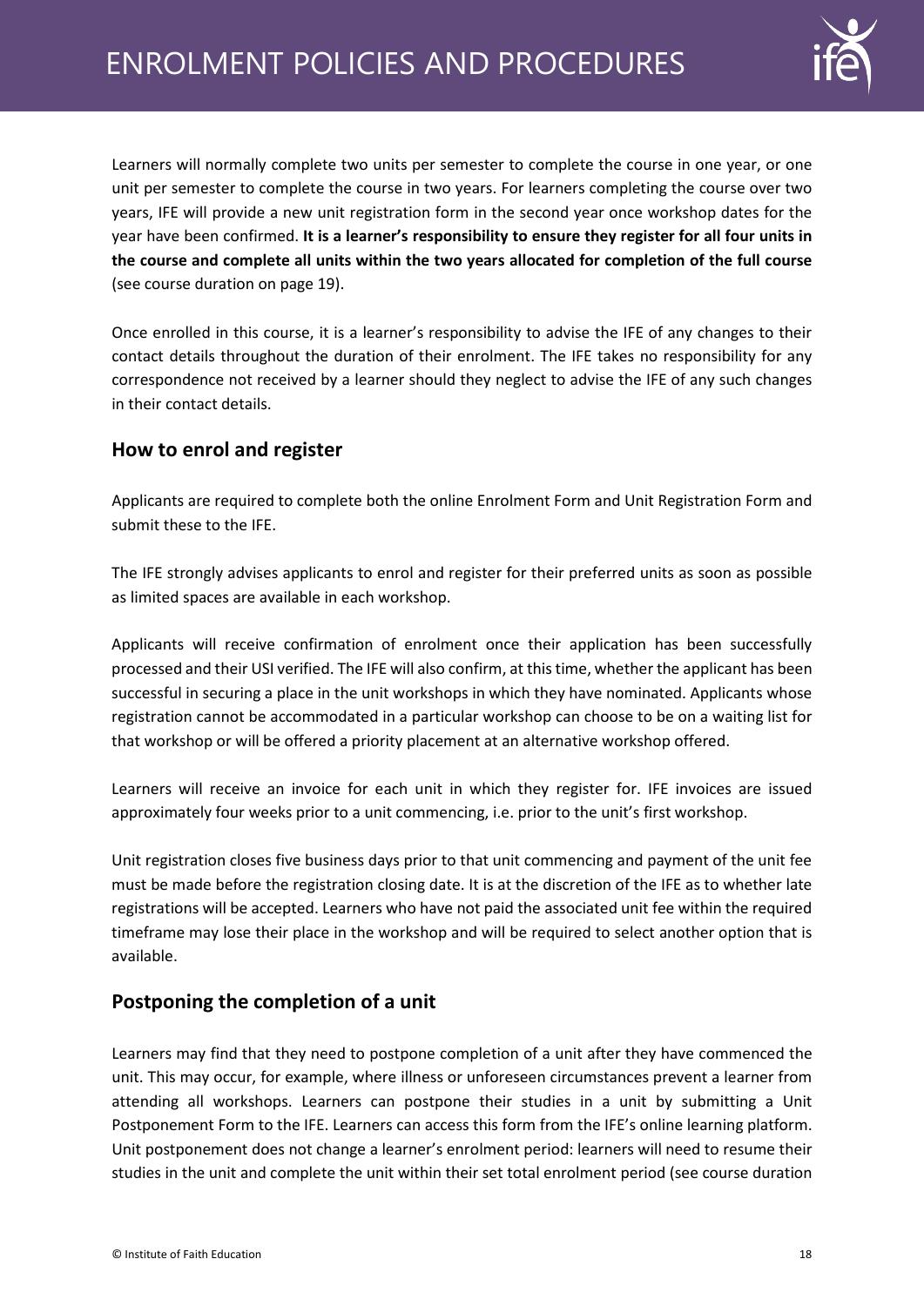Learners will normally complete two units per semester to complete the course in one year, or one unit per semester to complete the course in two years. For learners completing the course over two years, IFE will provide a new unit registration form in the second year once workshop dates for the year have been confirmed. **It is a learner's responsibility to ensure they register for all four units in the course and complete all units within the two years allocated for completion of the full course** (see course duration on page 19).

Once enrolled in this course, it is a learner's responsibility to advise the IFE of any changes to their contact details throughout the duration of their enrolment. The IFE takes no responsibility for any correspondence not received by a learner should they neglect to advise the IFE of any such changes in their contact details.

## How to enrol and register

Applicants are required to complete both the online Enrolment Form and Unit Registration Form and submit these to the IFE.

The IFE strongly advises applicants to enrol and register for their preferred units as soon as possible as limited spaces are available in each workshop.

Applicants will receive confirmation of enrolment once their application has been successfully processed and their USI verified. The IFE will also confirm, at this time, whether the applicant has been successful in securing a place in the unit workshops in which they have nominated. Applicants whose registration cannot be accommodated in a particular workshop can choose to be on a waiting list for that workshop or will be offered a priority placement at an alternative workshop offered.

Learners will receive an invoice for each unit in which they register for. IFE invoices are issued approximately four weeks prior to a unit commencing, i.e. prior to the unit's first workshop.

Unit registration closes five business days prior to that unit commencing and payment of the unit fee must be made before the registration closing date. It is at the discretion of the IFE as to whether late registrations will be accepted. Learners who have not paid the associated unit fee within the required timeframe may lose their place in the workshop and will be required to select another option that is available.

## Postponing the completion of a unit

Learners may find that they need to postpone completion of a unit after they have commenced the unit. This may occur, for example, where illness or unforeseen circumstances prevent a learner from attending all workshops. Learners can postpone their studies in a unit by submitting a Unit Postponement Form to the IFE. Learners can access this form from the IFE's online learning platform. Unit postponement does not change a learner's enrolment period: learners will need to resume their studies in the unit and complete the unit within their set total enrolment period (see course duration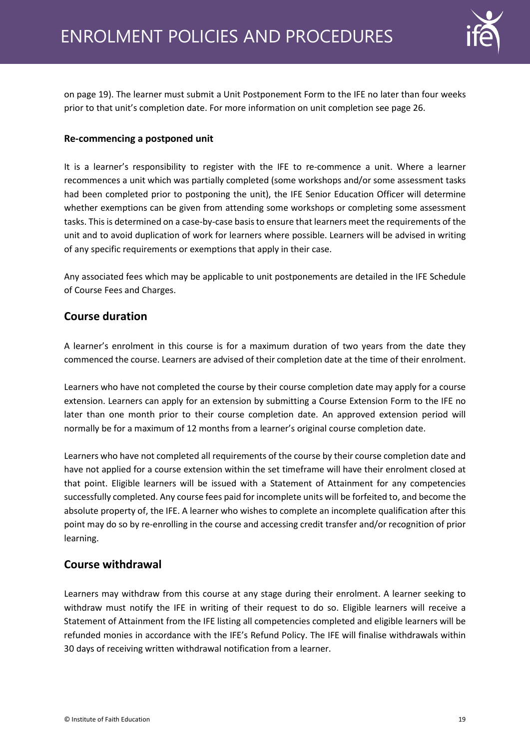on page 19). The learner must submit a Unit Postponement Form to the IFE no later than four weeks prior to that unit's completion date. For more information on unit completion see page 26.

**Re-commencing a postponed unit**

It is a learner's responsibility to register with the IFE to re-commence a unit. Where a learner recommences a unit which was partially completed (some workshops and/or some assessment tasks had been completed prior to postponing the unit), the IFE Senior Education Officer will determine whether exemptions can be given from attending some workshops or completing some assessment tasks. This is determined on a case-by-case basis to ensure that learners meet the requirements of the unit and to avoid duplication of work for learners where possible. Learners will be advised in writing of any specific requirements or exemptions that apply in their case.

Any associated fees which may be applicable to unit postponements are detailed in the IFE Schedule of Course Fees and Charges.

## Course duration

A learner's enrolment in this course is for a maximum duration of two years from the date they commenced the course. Learners are advised of their completion date at the time of their enrolment.

Learners who have not completed the course by their course completion date may apply for a course extension. Learners can apply for an extension by submitting a Course Extension Form to the IFE no later than one month prior to their course completion date. An approved extension period will normally be for a maximum of 12 months from a learner's original course completion date.

Learners who have not completed all requirements of the course by their course completion date and have not applied for a course extension within the set timeframe will have their enrolment closed at that point. Eligible learners will be issued with a Statement of Attainment for any competencies successfully completed. Any course fees paid for incomplete units will be forfeited to, and become the absolute property of, the IFE. A learner who wishes to complete an incomplete qualification after this point may do so by re-enrolling in the course and accessing credit transfer and/or recognition of prior learning.

## Course withdrawal

Learners may withdraw from this course at any stage during their enrolment. A learner seeking to withdraw must notify the IFE in writing of their request to do so. Eligible learners will receive a Statement of Attainment from the IFE listing all competencies completed and eligible learners will be refunded monies in accordance with the IFE's Refund Policy. The IFE will finalise withdrawals within 30 days of receiving written withdrawal notification from a learner.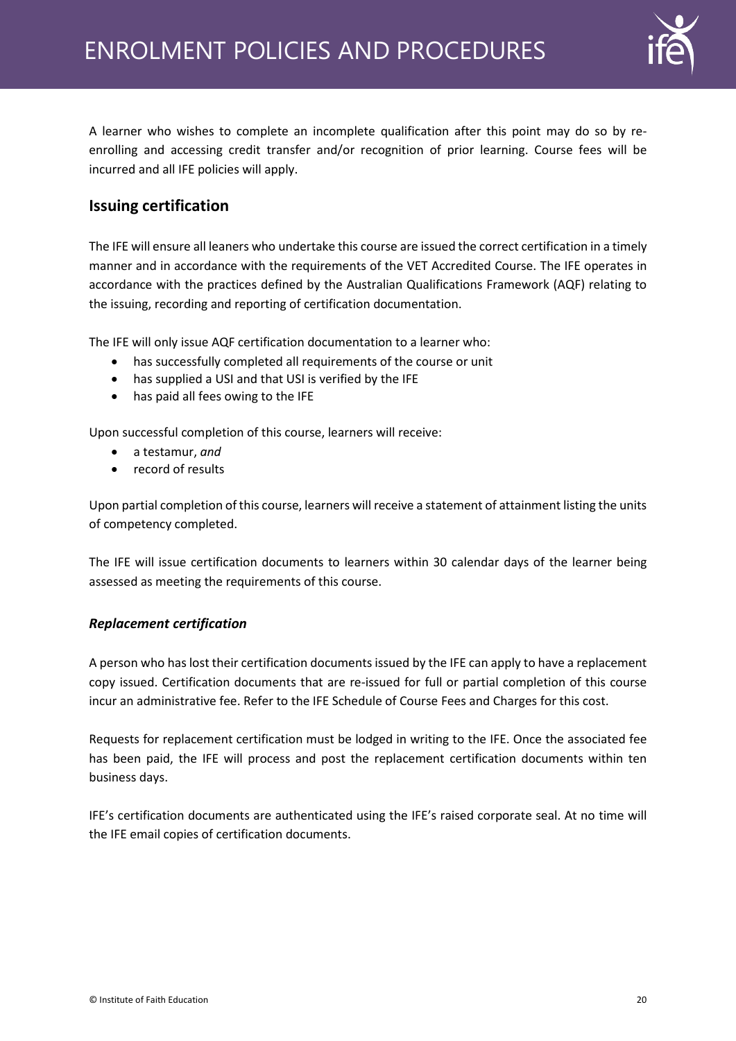A learner who wishes to complete an incomplete qualification after this point may do so by re-enrolling and accessing credit transfer and/or recognition of prior learning. Course fees will be incurred and all IFE policies will apply.

## Issuing certification

The IFE will ensure all leaners who undertake this course are issued the correct certification in a timely manner and in accordance with the requirements of the VET Accredited Course. The IFE operates in accordance with the practices defined by the Australian Qualifications Framework (AQF) relating to the issuing, recording and reporting of certification documentation.

The IFE will only issue AQF certification documentation to a learner who:

- has successfully completed all requirements of the course or unit
- has supplied a USI and that USI is verified by the IFE
- has paid all fees owing to the IFE

Upon successful completion of this course, learners will receive:

- a testamur, *and*
- record of results

Upon partial completion of this course, learners will receive a statement of attainment listing the units of competency completed.

The IFE will issue certification documents to learners within 30 calendar days of the learner being assessed as meeting the requirements of this course.

### *Replacement certification*

A person who has lost their certification documents issued by the IFE can apply to have a replacement copy issued. Certification documents that are re-issued for full or partial completion of this course incur an administrative fee. Refer to the IFE Schedule of Course Fees and Charges for this cost.

Requests for replacement certification must be lodged in writing to the IFE. Once the associated fee has been paid, the IFE will process and post the replacement certification documents within ten business days.

IFE's certification documents are authenticated using the IFE's raised corporate seal. At no time will the IFE email copies of certification documents.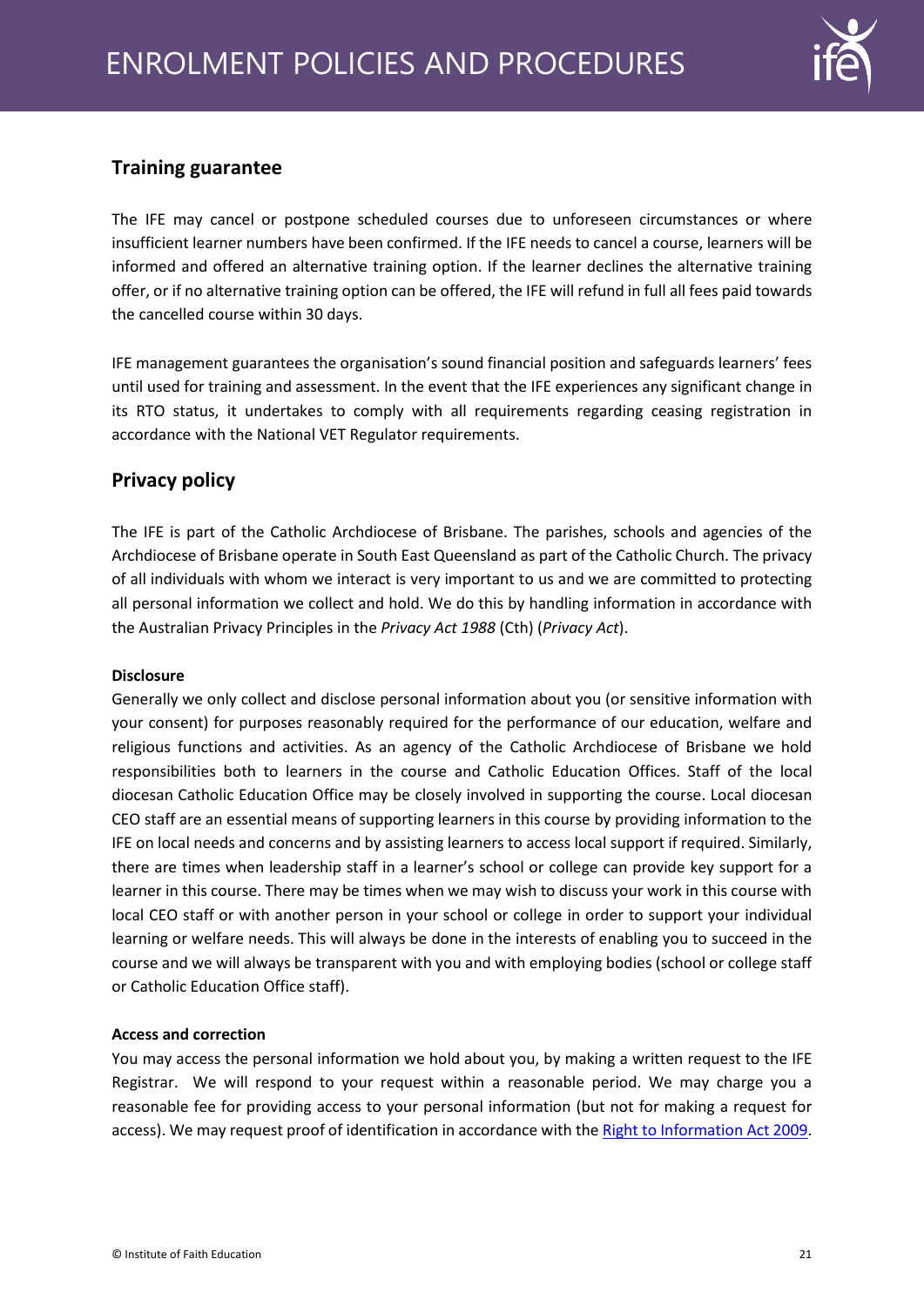## Training guarantee

The IFE may cancel or postpone scheduled courses due to unforeseen circumstances or where insufficient learner numbers have been confirmed. If the IFE needs to cancel a course, learners will be informed and offered an alternative training option. If the learner declines the alternative training offer, or if no alternative training option can be offered, the IFE will refund in full all fees paid towards the cancelled course within 30 days.

IFE management guarantees the organisation's sound financial position and safeguards learners' fees until used for training and assessment. In the event that the IFE experiences any significant change in its RTO status, it undertakes to comply with all requirements regarding ceasing registration in accordance with the National VET Regulator requirements.

## Privacy policy

The IFE is part of the Catholic Archdiocese of Brisbane. The parishes, schools and agencies of the Archdiocese of Brisbane operate in South East Queensland as part of the Catholic Church. The privacy of all individuals with whom we interact is very important to us and we are committed to protecting all personal information we collect and hold. We do this by handling information in accordance with the Australian Privacy Principles in the *Privacy Act 1988* (Cth) (*Privacy Act*).

**Disclosure**

Generally we only collect and disclose personal information about you (or sensitive information with your consent) for purposes reasonably required for the performance of our education, welfare and religious functions and activities. As an agency of the Catholic Archdiocese of Brisbane we hold responsibilities both to learners in the course and Catholic Education Offices. Staff of the local diocesan Catholic Education Office may be closely involved in supporting the course. Local diocesan CEO staff are an essential means of supporting learners in this course by providing information to the IFE on local needs and concerns and by assisting learners to access local support if required. Similarly, there are times when leadership staff in a learner's school or college can provide key support for a learner in this course. There may be times when we may wish to discuss your work in this course with local CEO staff or with another person in your school or college in order to support your individual learning or welfare needs. This will always be done in the interests of enabling you to succeed in the course and we will always be transparent with you and with employing bodies (school or college staff or Catholic Education Office staff).

**Access and correction**

You may access the personal information we hold about you, by making a written request to the IFE Registrar. We will respond to your request within a reasonable period. We may charge you a reasonable fee for providing access to your personal information (but not for making a request for access). We may request proof of identification in accordance with the Right to Information Act 2009.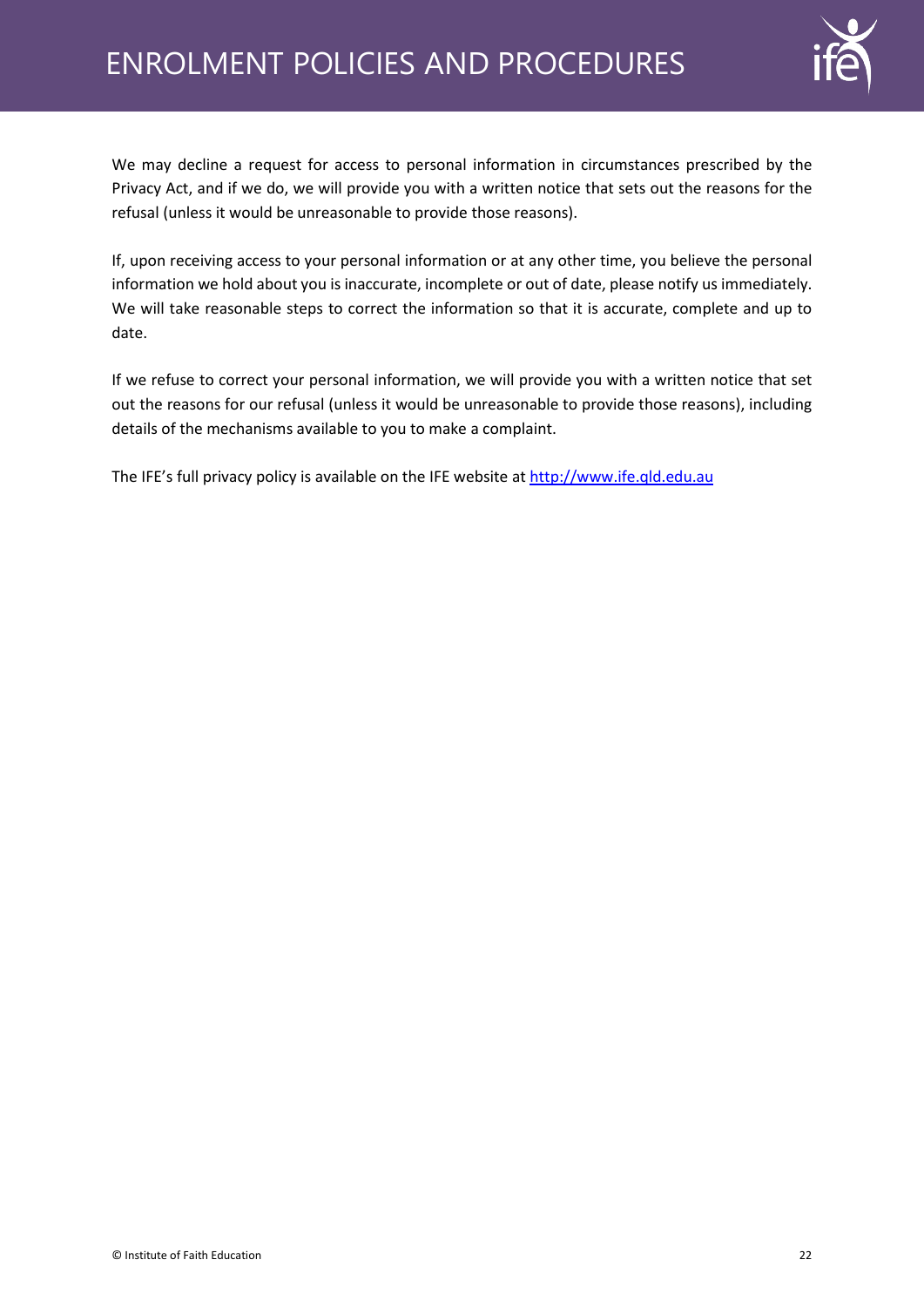We may decline a request for access to personal information in circumstances prescribed by the Privacy Act, and if we do, we will provide you with a written notice that sets out the reasons for the refusal (unless it would be unreasonable to provide those reasons).

If, upon receiving access to your personal information or at any other time, you believe the personal information we hold about you is inaccurate, incomplete or out of date, please notify us immediately. We will take reasonable steps to correct the information so that it is accurate, complete and up to date.

If we refuse to correct your personal information, we will provide you with a written notice that set out the reasons for our refusal (unless it would be unreasonable to provide those reasons), including details of the mechanisms available to you to make a complaint.

The IFE's full privacy policy is available on the IFE website at [http://www.ife.qld.edu.au](http://www.ife.qld.edu.au)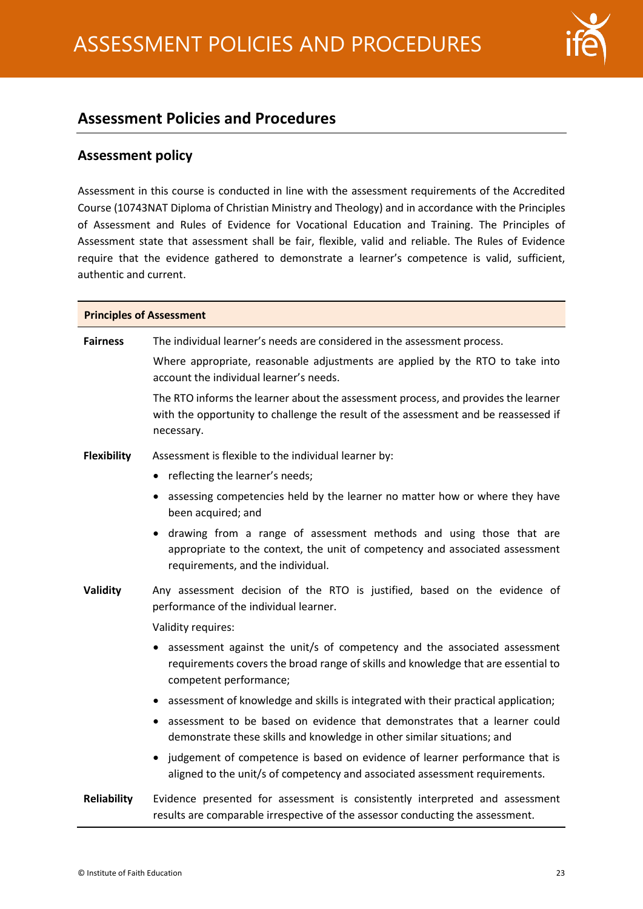## Assessment Policies and Procedures

### Assessment policy

Assessment in this course is conducted in line with the assessment requirements of the Accredited Course (10743NAT Diploma of Christian Ministry and Theology) and in accordance with the Principles of Assessment and Rules of Evidence for Vocational Education and Training. The Principles of Assessment state that assessment shall be fair, flexible, valid and reliable. The Rules of Evidence require that the evidence gathered to demonstrate a learner's competence is valid, sufficient, authentic and current.

| **Principles of Assessment** | |
|---|---|
| **Fairness** | The individual learner's needs are considered in the assessment process.<br><br>Where appropriate, reasonable adjustments are applied by the RTO to take into account the individual learner's needs.<br><br>The RTO informs the learner about the assessment process, and provides the learner with the opportunity to challenge the result of the assessment and be reassessed if necessary. |
| **Flexibility** | Assessment is flexible to the individual learner by:<br>• reflecting the learner's needs;<br>• assessing competencies held by the learner no matter how or where they have been acquired; and<br>• drawing from a range of assessment methods and using those that are appropriate to the context, the unit of competency and associated assessment requirements, and the individual. |
| **Validity** | Any assessment decision of the RTO is justified, based on the evidence of performance of the individual learner.<br><br>Validity requires:<br>• assessment against the unit/s of competency and the associated assessment requirements covers the broad range of skills and knowledge that are essential to competent performance;<br>• assessment of knowledge and skills is integrated with their practical application;<br>• assessment to be based on evidence that demonstrates that a learner could demonstrate these skills and knowledge in other similar situations; and<br>• judgement of competence is based on evidence of learner performance that is aligned to the unit/s of competency and associated assessment requirements. |
| **Reliability** | Evidence presented for assessment is consistently interpreted and assessment results are comparable irrespective of the assessor conducting the assessment. |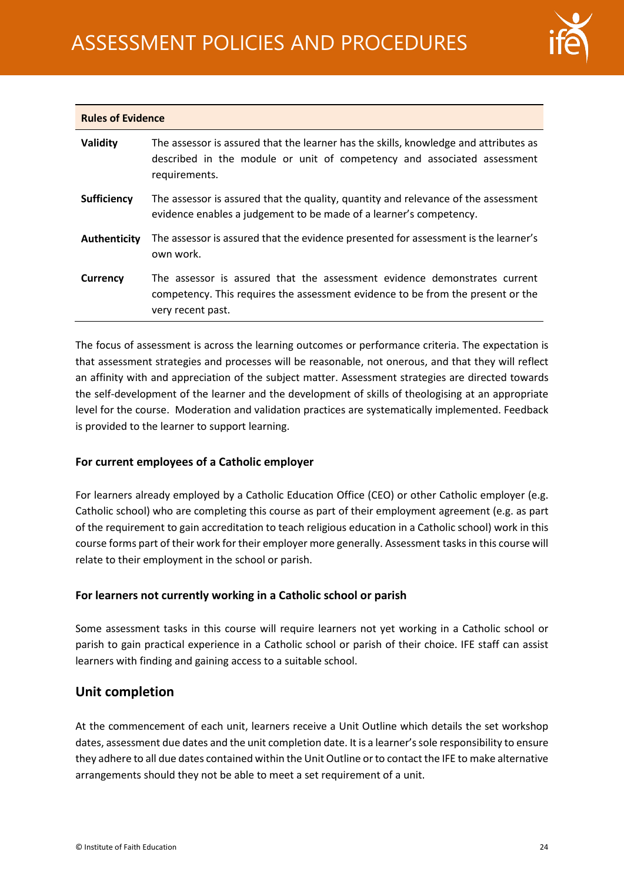| Rules of Evidence | |
|---|---|
| **Validity** | The assessor is assured that the learner has the skills, knowledge and attributes as described in the module or unit of competency and associated assessment requirements. |
| **Sufficiency** | The assessor is assured that the quality, quantity and relevance of the assessment evidence enables a judgement to be made of a learner's competency. |
| **Authenticity** | The assessor is assured that the evidence presented for assessment is the learner's own work. |
| **Currency** | The assessor is assured that the assessment evidence demonstrates current competency. This requires the assessment evidence to be from the present or the very recent past. |

The focus of assessment is across the learning outcomes or performance criteria. The expectation is that assessment strategies and processes will be reasonable, not onerous, and that they will reflect an affinity with and appreciation of the subject matter. Assessment strategies are directed towards the self-development of the learner and the development of skills of theologising at an appropriate level for the course. Moderation and validation practices are systematically implemented. Feedback is provided to the learner to support learning.

### For current employees of a Catholic employer

For learners already employed by a Catholic Education Office (CEO) or other Catholic employer (e.g. Catholic school) who are completing this course as part of their employment agreement (e.g. as part of the requirement to gain accreditation to teach religious education in a Catholic school) work in this course forms part of their work for their employer more generally. Assessment tasks in this course will relate to their employment in the school or parish.

### For learners not currently working in a Catholic school or parish

Some assessment tasks in this course will require learners not yet working in a Catholic school or parish to gain practical experience in a Catholic school or parish of their choice. IFE staff can assist learners with finding and gaining access to a suitable school.

## Unit completion

At the commencement of each unit, learners receive a Unit Outline which details the set workshop dates, assessment due dates and the unit completion date. It is a learner's sole responsibility to ensure they adhere to all due dates contained within the Unit Outline or to contact the IFE to make alternative arrangements should they not be able to meet a set requirement of a unit.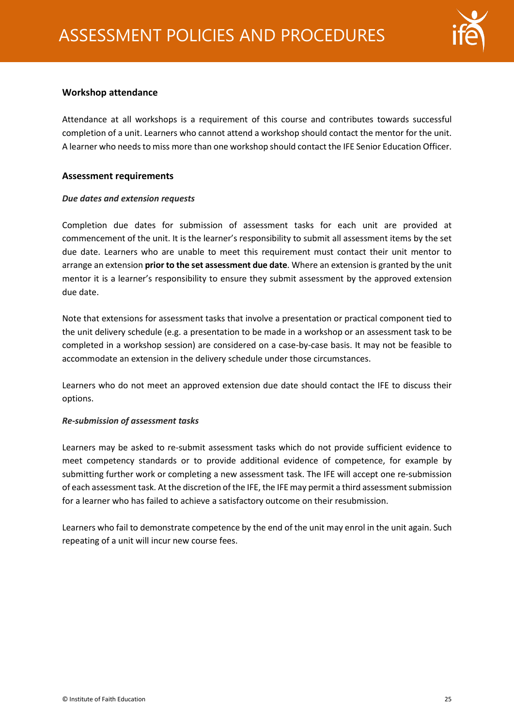### Workshop attendance

Attendance at all workshops is a requirement of this course and contributes towards successful completion of a unit. Learners who cannot attend a workshop should contact the mentor for the unit. A learner who needs to miss more than one workshop should contact the IFE Senior Education Officer.

### Assessment requirements

#### *Due dates and extension requests*

Completion due dates for submission of assessment tasks for each unit are provided at commencement of the unit. It is the learner's responsibility to submit all assessment items by the set due date. Learners who are unable to meet this requirement must contact their unit mentor to arrange an extension **prior to the set assessment due date**. Where an extension is granted by the unit mentor it is a learner's responsibility to ensure they submit assessment by the approved extension due date.

Note that extensions for assessment tasks that involve a presentation or practical component tied to the unit delivery schedule (e.g. a presentation to be made in a workshop or an assessment task to be completed in a workshop session) are considered on a case-by-case basis. It may not be feasible to accommodate an extension in the delivery schedule under those circumstances.

Learners who do not meet an approved extension due date should contact the IFE to discuss their options.

#### *Re-submission of assessment tasks*

Learners may be asked to re-submit assessment tasks which do not provide sufficient evidence to meet competency standards or to provide additional evidence of competence, for example by submitting further work or completing a new assessment task. The IFE will accept one re-submission of each assessment task. At the discretion of the IFE, the IFE may permit a third assessment submission for a learner who has failed to achieve a satisfactory outcome on their resubmission.

Learners who fail to demonstrate competence by the end of the unit may enrol in the unit again. Such repeating of a unit will incur new course fees.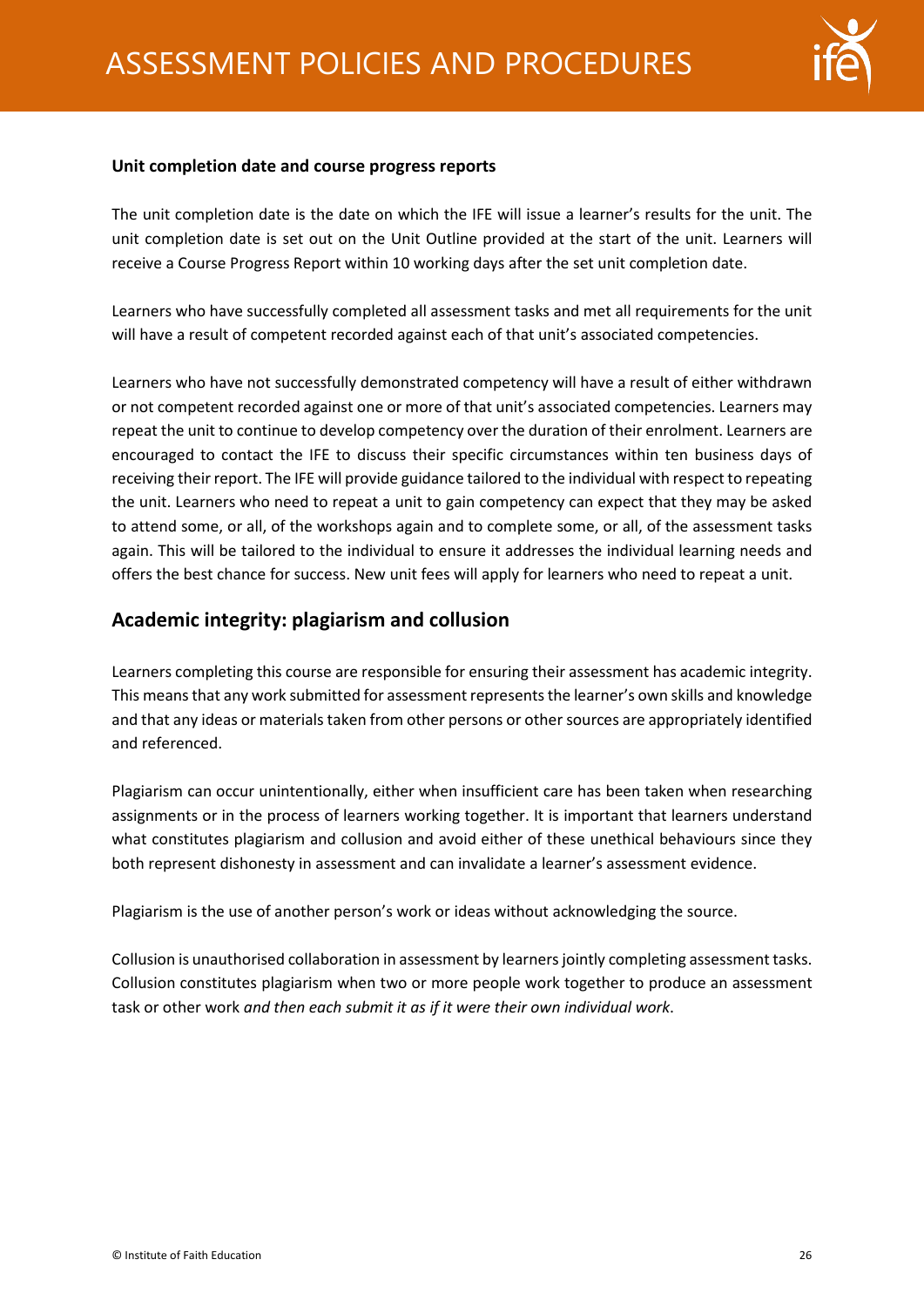### Unit completion date and course progress reports

The unit completion date is the date on which the IFE will issue a learner's results for the unit. The unit completion date is set out on the Unit Outline provided at the start of the unit. Learners will receive a Course Progress Report within 10 working days after the set unit completion date.

Learners who have successfully completed all assessment tasks and met all requirements for the unit will have a result of competent recorded against each of that unit's associated competencies.

Learners who have not successfully demonstrated competency will have a result of either withdrawn or not competent recorded against one or more of that unit's associated competencies. Learners may repeat the unit to continue to develop competency over the duration of their enrolment. Learners are encouraged to contact the IFE to discuss their specific circumstances within ten business days of receiving their report. The IFE will provide guidance tailored to the individual with respect to repeating the unit. Learners who need to repeat a unit to gain competency can expect that they may be asked to attend some, or all, of the workshops again and to complete some, or all, of the assessment tasks again. This will be tailored to the individual to ensure it addresses the individual learning needs and offers the best chance for success. New unit fees will apply for learners who need to repeat a unit.

## Academic integrity: plagiarism and collusion

Learners completing this course are responsible for ensuring their assessment has academic integrity. This means that any work submitted for assessment represents the learner's own skills and knowledge and that any ideas or materials taken from other persons or other sources are appropriately identified and referenced.

Plagiarism can occur unintentionally, either when insufficient care has been taken when researching assignments or in the process of learners working together. It is important that learners understand what constitutes plagiarism and collusion and avoid either of these unethical behaviours since they both represent dishonesty in assessment and can invalidate a learner's assessment evidence.

Plagiarism is the use of another person's work or ideas without acknowledging the source.

Collusion is unauthorised collaboration in assessment by learners jointly completing assessment tasks. Collusion constitutes plagiarism when two or more people work together to produce an assessment task or other work *and then each submit it as if it were their own individual work*.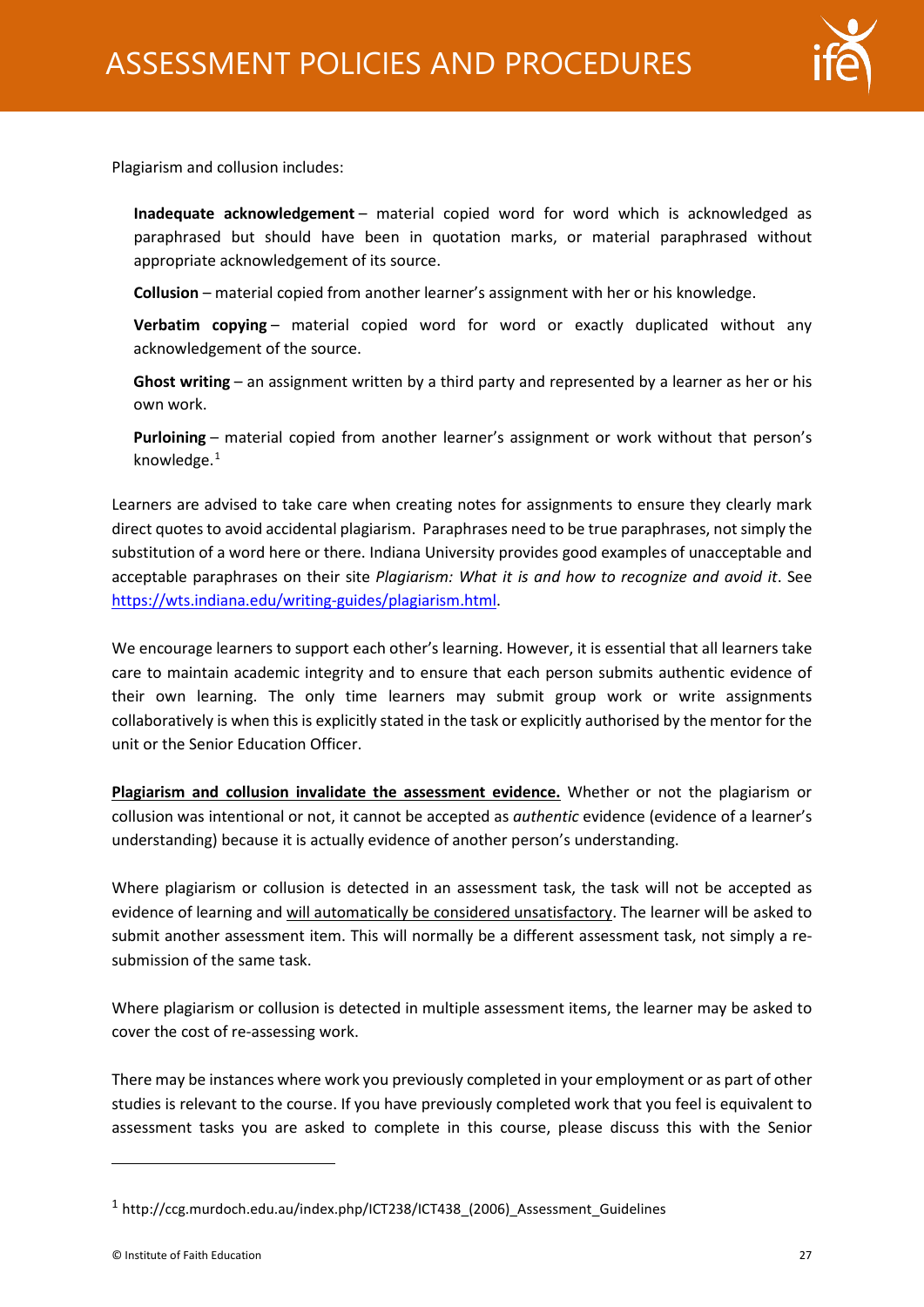Plagiarism and collusion includes:

**Inadequate acknowledgement** – material copied word for word which is acknowledged as paraphrased but should have been in quotation marks, or material paraphrased without appropriate acknowledgement of its source.

**Collusion** – material copied from another learner's assignment with her or his knowledge.

**Verbatim copying** – material copied word for word or exactly duplicated without any acknowledgement of the source.

**Ghost writing** – an assignment written by a third party and represented by a learner as her or his own work.

**Purloining** – material copied from another learner's assignment or work without that person's knowledge.[1]

Learners are advised to take care when creating notes for assignments to ensure they clearly mark direct quotes to avoid accidental plagiarism. Paraphrases need to be true paraphrases, not simply the substitution of a word here or there. Indiana University provides good examples of unacceptable and acceptable paraphrases on their site *Plagiarism: What it is and how to recognize and avoid it*. See https://wts.indiana.edu/writing-guides/plagiarism.html.

We encourage learners to support each other's learning. However, it is essential that all learners take care to maintain academic integrity and to ensure that each person submits authentic evidence of their own learning. The only time learners may submit group work or write assignments collaboratively is when this is explicitly stated in the task or explicitly authorised by the mentor for the unit or the Senior Education Officer.

**Plagiarism and collusion invalidate the assessment evidence.** Whether or not the plagiarism or collusion was intentional or not, it cannot be accepted as *authentic* evidence (evidence of a learner's understanding) because it is actually evidence of another person's understanding.

Where plagiarism or collusion is detected in an assessment task, the task will not be accepted as evidence of learning and will automatically be considered unsatisfactory. The learner will be asked to submit another assessment item. This will normally be a different assessment task, not simply a re-submission of the same task.

Where plagiarism or collusion is detected in multiple assessment items, the learner may be asked to cover the cost of re-assessing work.

There may be instances where work you previously completed in your employment or as part of other studies is relevant to the course. If you have previously completed work that you feel is equivalent to assessment tasks you are asked to complete in this course, please discuss this with the Senior

[1] http://ccg.murdoch.edu.au/index.php/ICT238/ICT438_(2006)_Assessment_Guidelines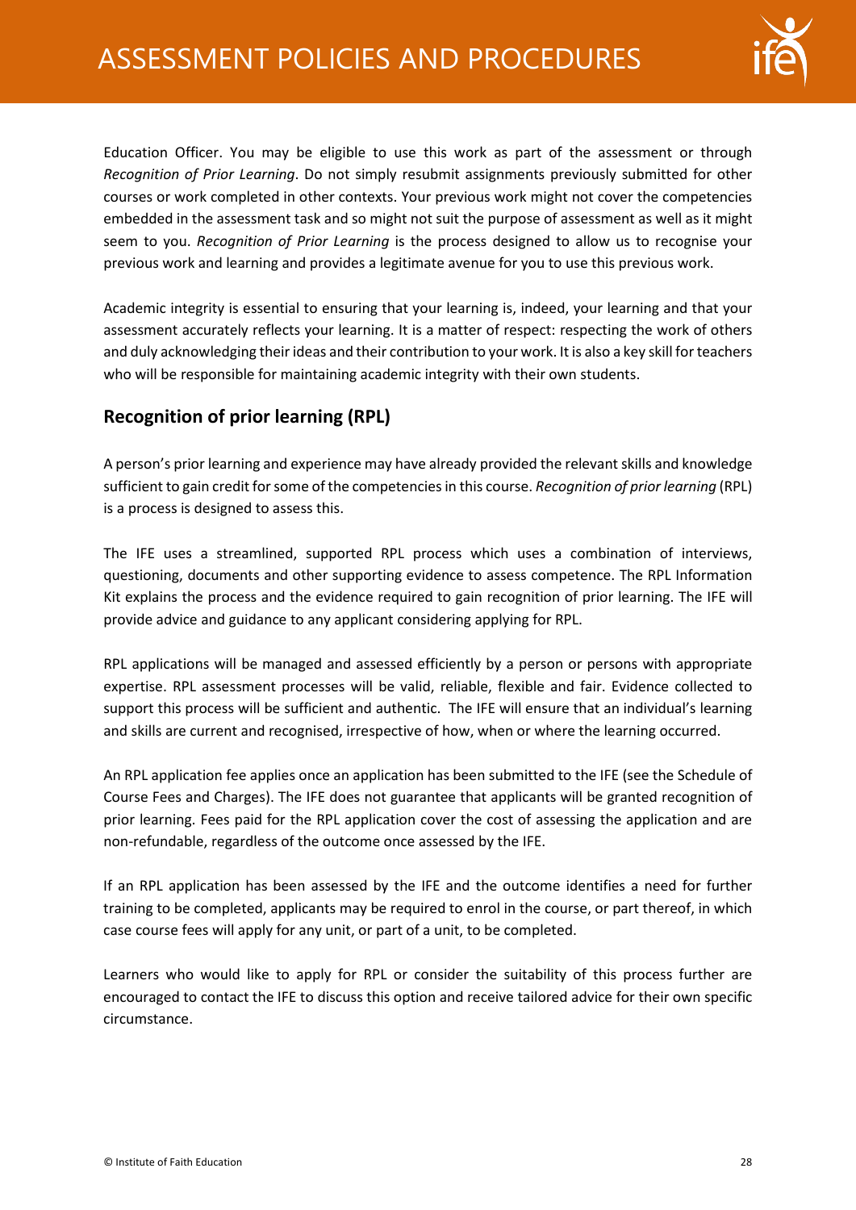Education Officer. You may be eligible to use this work as part of the assessment or through *Recognition of Prior Learning*. Do not simply resubmit assignments previously submitted for other courses or work completed in other contexts. Your previous work might not cover the competencies embedded in the assessment task and so might not suit the purpose of assessment as well as it might seem to you. *Recognition of Prior Learning* is the process designed to allow us to recognise your previous work and learning and provides a legitimate avenue for you to use this previous work.

Academic integrity is essential to ensuring that your learning is, indeed, your learning and that your assessment accurately reflects your learning. It is a matter of respect: respecting the work of others and duly acknowledging their ideas and their contribution to your work. It is also a key skill for teachers who will be responsible for maintaining academic integrity with their own students.

## Recognition of prior learning (RPL)

A person's prior learning and experience may have already provided the relevant skills and knowledge sufficient to gain credit for some of the competencies in this course. *Recognition of prior learning* (RPL) is a process is designed to assess this.

The IFE uses a streamlined, supported RPL process which uses a combination of interviews, questioning, documents and other supporting evidence to assess competence. The RPL Information Kit explains the process and the evidence required to gain recognition of prior learning. The IFE will provide advice and guidance to any applicant considering applying for RPL.

RPL applications will be managed and assessed efficiently by a person or persons with appropriate expertise. RPL assessment processes will be valid, reliable, flexible and fair. Evidence collected to support this process will be sufficient and authentic. The IFE will ensure that an individual's learning and skills are current and recognised, irrespective of how, when or where the learning occurred.

An RPL application fee applies once an application has been submitted to the IFE (see the Schedule of Course Fees and Charges). The IFE does not guarantee that applicants will be granted recognition of prior learning. Fees paid for the RPL application cover the cost of assessing the application and are non-refundable, regardless of the outcome once assessed by the IFE.

If an RPL application has been assessed by the IFE and the outcome identifies a need for further training to be completed, applicants may be required to enrol in the course, or part thereof, in which case course fees will apply for any unit, or part of a unit, to be completed.

Learners who would like to apply for RPL or consider the suitability of this process further are encouraged to contact the IFE to discuss this option and receive tailored advice for their own specific circumstance.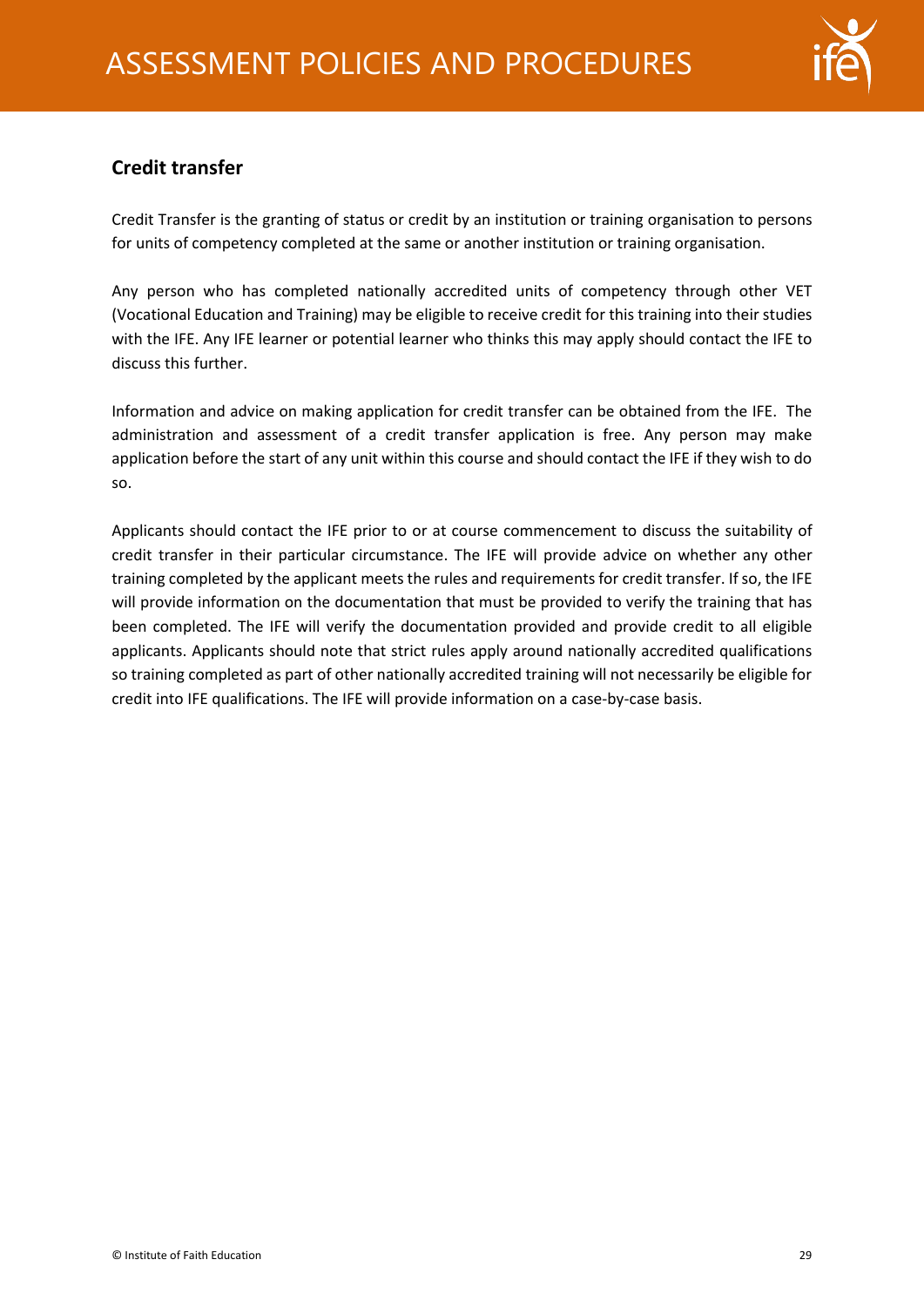## Credit transfer

Credit Transfer is the granting of status or credit by an institution or training organisation to persons for units of competency completed at the same or another institution or training organisation.

Any person who has completed nationally accredited units of competency through other VET (Vocational Education and Training) may be eligible to receive credit for this training into their studies with the IFE. Any IFE learner or potential learner who thinks this may apply should contact the IFE to discuss this further.

Information and advice on making application for credit transfer can be obtained from the IFE. The administration and assessment of a credit transfer application is free. Any person may make application before the start of any unit within this course and should contact the IFE if they wish to do so.

Applicants should contact the IFE prior to or at course commencement to discuss the suitability of credit transfer in their particular circumstance. The IFE will provide advice on whether any other training completed by the applicant meets the rules and requirements for credit transfer. If so, the IFE will provide information on the documentation that must be provided to verify the training that has been completed. The IFE will verify the documentation provided and provide credit to all eligible applicants. Applicants should note that strict rules apply around nationally accredited qualifications so training completed as part of other nationally accredited training will not necessarily be eligible for credit into IFE qualifications. The IFE will provide information on a case-by-case basis.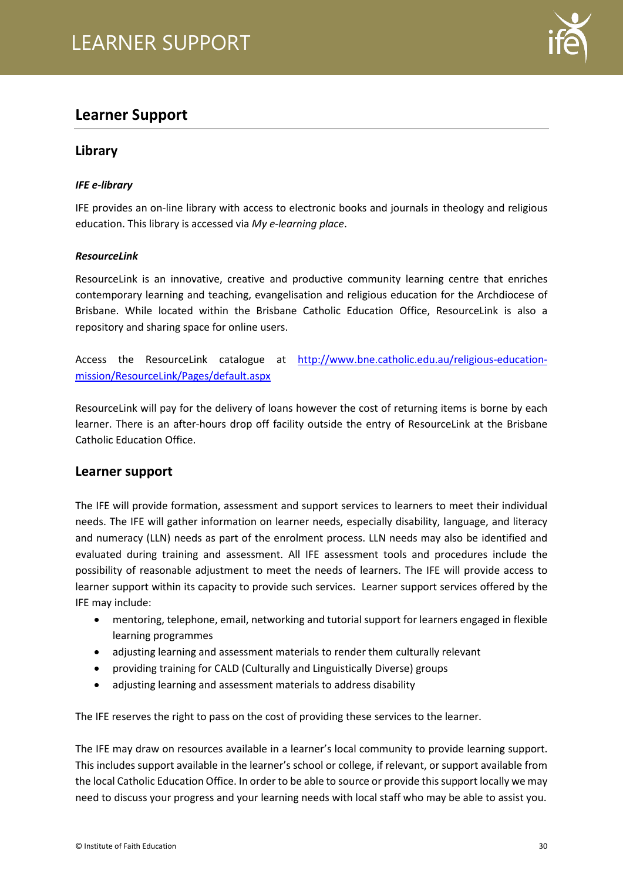# Learner Support

## Library

### *IFE e-library*

IFE provides an on-line library with access to electronic books and journals in theology and religious education. This library is accessed via *My e-learning place*.

### *ResourceLink*

ResourceLink is an innovative, creative and productive community learning centre that enriches contemporary learning and teaching, evangelisation and religious education for the Archdiocese of Brisbane. While located within the Brisbane Catholic Education Office, ResourceLink is also a repository and sharing space for online users.

Access the ResourceLink catalogue at [http://www.bne.catholic.edu.au/religious-education-mission/ResourceLink/Pages/default.aspx](http://www.bne.catholic.edu.au/religious-education-mission/ResourceLink/Pages/default.aspx)

ResourceLink will pay for the delivery of loans however the cost of returning items is borne by each learner. There is an after-hours drop off facility outside the entry of ResourceLink at the Brisbane Catholic Education Office.

## Learner support

The IFE will provide formation, assessment and support services to learners to meet their individual needs. The IFE will gather information on learner needs, especially disability, language, and literacy and numeracy (LLN) needs as part of the enrolment process. LLN needs may also be identified and evaluated during training and assessment. All IFE assessment tools and procedures include the possibility of reasonable adjustment to meet the needs of learners. The IFE will provide access to learner support within its capacity to provide such services. Learner support services offered by the IFE may include:

- mentoring, telephone, email, networking and tutorial support for learners engaged in flexible learning programmes
- adjusting learning and assessment materials to render them culturally relevant
- providing training for CALD (Culturally and Linguistically Diverse) groups
- adjusting learning and assessment materials to address disability

The IFE reserves the right to pass on the cost of providing these services to the learner.

The IFE may draw on resources available in a learner's local community to provide learning support. This includes support available in the learner's school or college, if relevant, or support available from the local Catholic Education Office. In order to be able to source or provide this support locally we may need to discuss your progress and your learning needs with local staff who may be able to assist you.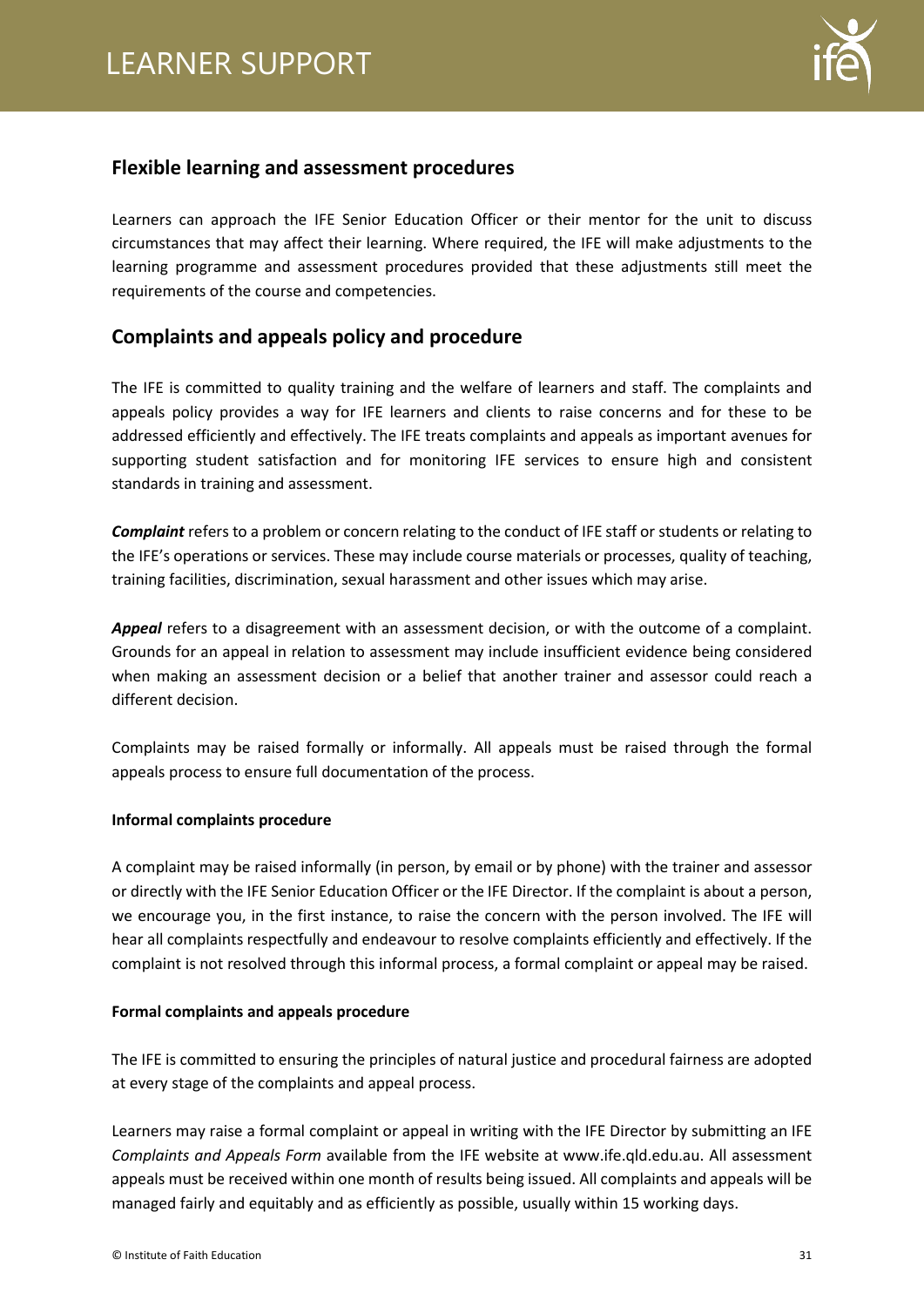## Flexible learning and assessment procedures

Learners can approach the IFE Senior Education Officer or their mentor for the unit to discuss circumstances that may affect their learning. Where required, the IFE will make adjustments to the learning programme and assessment procedures provided that these adjustments still meet the requirements of the course and competencies.

## Complaints and appeals policy and procedure

The IFE is committed to quality training and the welfare of learners and staff. The complaints and appeals policy provides a way for IFE learners and clients to raise concerns and for these to be addressed efficiently and effectively. The IFE treats complaints and appeals as important avenues for supporting student satisfaction and for monitoring IFE services to ensure high and consistent standards in training and assessment.

***Complaint*** refers to a problem or concern relating to the conduct of IFE staff or students or relating to the IFE's operations or services. These may include course materials or processes, quality of teaching, training facilities, discrimination, sexual harassment and other issues which may arise.

***Appeal*** refers to a disagreement with an assessment decision, or with the outcome of a complaint. Grounds for an appeal in relation to assessment may include insufficient evidence being considered when making an assessment decision or a belief that another trainer and assessor could reach a different decision.

Complaints may be raised formally or informally. All appeals must be raised through the formal appeals process to ensure full documentation of the process.

**Informal complaints procedure**

A complaint may be raised informally (in person, by email or by phone) with the trainer and assessor or directly with the IFE Senior Education Officer or the IFE Director. If the complaint is about a person, we encourage you, in the first instance, to raise the concern with the person involved. The IFE will hear all complaints respectfully and endeavour to resolve complaints efficiently and effectively. If the complaint is not resolved through this informal process, a formal complaint or appeal may be raised.

**Formal complaints and appeals procedure**

The IFE is committed to ensuring the principles of natural justice and procedural fairness are adopted at every stage of the complaints and appeal process.

Learners may raise a formal complaint or appeal in writing with the IFE Director by submitting an IFE *Complaints and Appeals Form* available from the IFE website at www.ife.qld.edu.au. All assessment appeals must be received within one month of results being issued. All complaints and appeals will be managed fairly and equitably and as efficiently as possible, usually within 15 working days.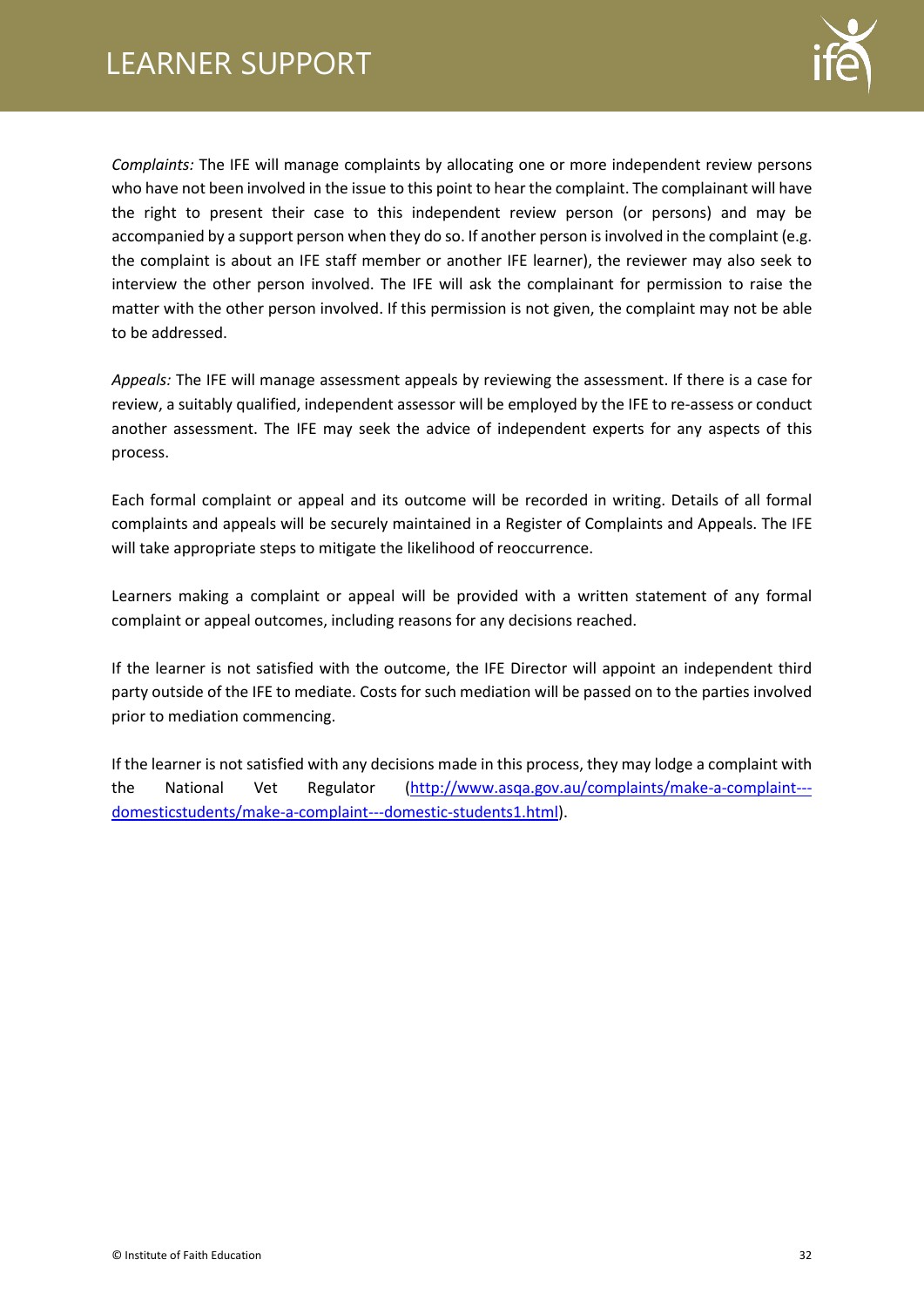*Complaints:* The IFE will manage complaints by allocating one or more independent review persons who have not been involved in the issue to this point to hear the complaint. The complainant will have the right to present their case to this independent review person (or persons) and may be accompanied by a support person when they do so. If another person is involved in the complaint (e.g. the complaint is about an IFE staff member or another IFE learner), the reviewer may also seek to interview the other person involved. The IFE will ask the complainant for permission to raise the matter with the other person involved. If this permission is not given, the complaint may not be able to be addressed.

*Appeals:* The IFE will manage assessment appeals by reviewing the assessment. If there is a case for review, a suitably qualified, independent assessor will be employed by the IFE to re-assess or conduct another assessment. The IFE may seek the advice of independent experts for any aspects of this process.

Each formal complaint or appeal and its outcome will be recorded in writing. Details of all formal complaints and appeals will be securely maintained in a Register of Complaints and Appeals. The IFE will take appropriate steps to mitigate the likelihood of reoccurrence.

Learners making a complaint or appeal will be provided with a written statement of any formal complaint or appeal outcomes, including reasons for any decisions reached.

If the learner is not satisfied with the outcome, the IFE Director will appoint an independent third party outside of the IFE to mediate. Costs for such mediation will be passed on to the parties involved prior to mediation commencing.

If the learner is not satisfied with any decisions made in this process, they may lodge a complaint with the National Vet Regulator ([http://www.asqa.gov.au/complaints/make-a-complaint---domesticstudents/make-a-complaint---domestic-students1.html](http://www.asqa.gov.au/complaints/make-a-complaint---domesticstudents/make-a-complaint---domestic-students1.html)).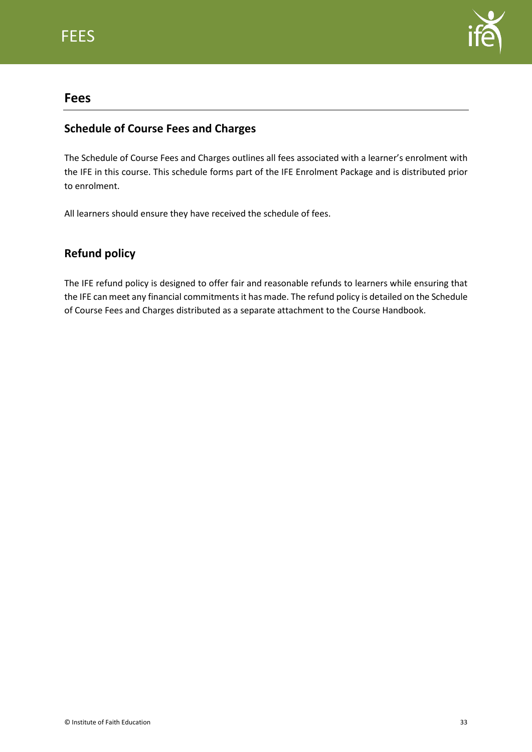# Fees

## Schedule of Course Fees and Charges

The Schedule of Course Fees and Charges outlines all fees associated with a learner's enrolment with the IFE in this course. This schedule forms part of the IFE Enrolment Package and is distributed prior to enrolment.

All learners should ensure they have received the schedule of fees.

## Refund policy

The IFE refund policy is designed to offer fair and reasonable refunds to learners while ensuring that the IFE can meet any financial commitments it has made. The refund policy is detailed on the Schedule of Course Fees and Charges distributed as a separate attachment to the Course Handbook.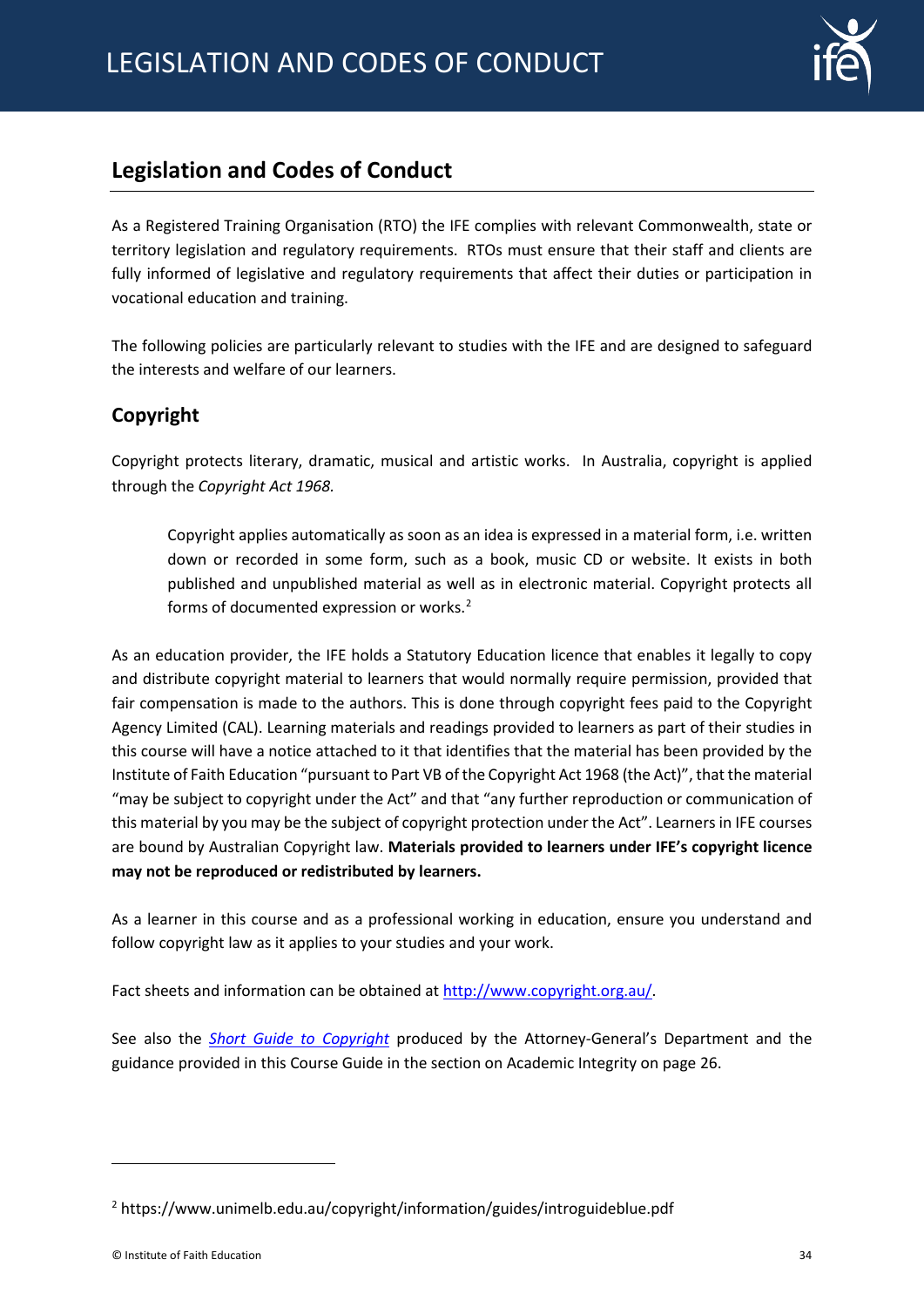## Legislation and Codes of Conduct

As a Registered Training Organisation (RTO) the IFE complies with relevant Commonwealth, state or territory legislation and regulatory requirements. RTOs must ensure that their staff and clients are fully informed of legislative and regulatory requirements that affect their duties or participation in vocational education and training.

The following policies are particularly relevant to studies with the IFE and are designed to safeguard the interests and welfare of our learners.

### Copyright

Copyright protects literary, dramatic, musical and artistic works. In Australia, copyright is applied through the *Copyright Act 1968.*

> Copyright applies automatically as soon as an idea is expressed in a material form, i.e. written down or recorded in some form, such as a book, music CD or website. It exists in both published and unpublished material as well as in electronic material. Copyright protects all forms of documented expression or works.[2]

As an education provider, the IFE holds a Statutory Education licence that enables it legally to copy and distribute copyright material to learners that would normally require permission, provided that fair compensation is made to the authors. This is done through copyright fees paid to the Copyright Agency Limited (CAL). Learning materials and readings provided to learners as part of their studies in this course will have a notice attached to it that identifies that the material has been provided by the Institute of Faith Education "pursuant to Part VB of the Copyright Act 1968 (the Act)", that the material "may be subject to copyright under the Act" and that "any further reproduction or communication of this material by you may be the subject of copyright protection under the Act". Learners in IFE courses are bound by Australian Copyright law. **Materials provided to learners under IFE's copyright licence may not be reproduced or redistributed by learners.**

As a learner in this course and as a professional working in education, ensure you understand and follow copyright law as it applies to your studies and your work.

Fact sheets and information can be obtained at http://www.copyright.org.au/.

See also the *Short Guide to Copyright* produced by the Attorney-General's Department and the guidance provided in this Course Guide in the section on Academic Integrity on page 26.

---

[2] https://www.unimelb.edu.au/copyright/information/guides/introguideblue.pdf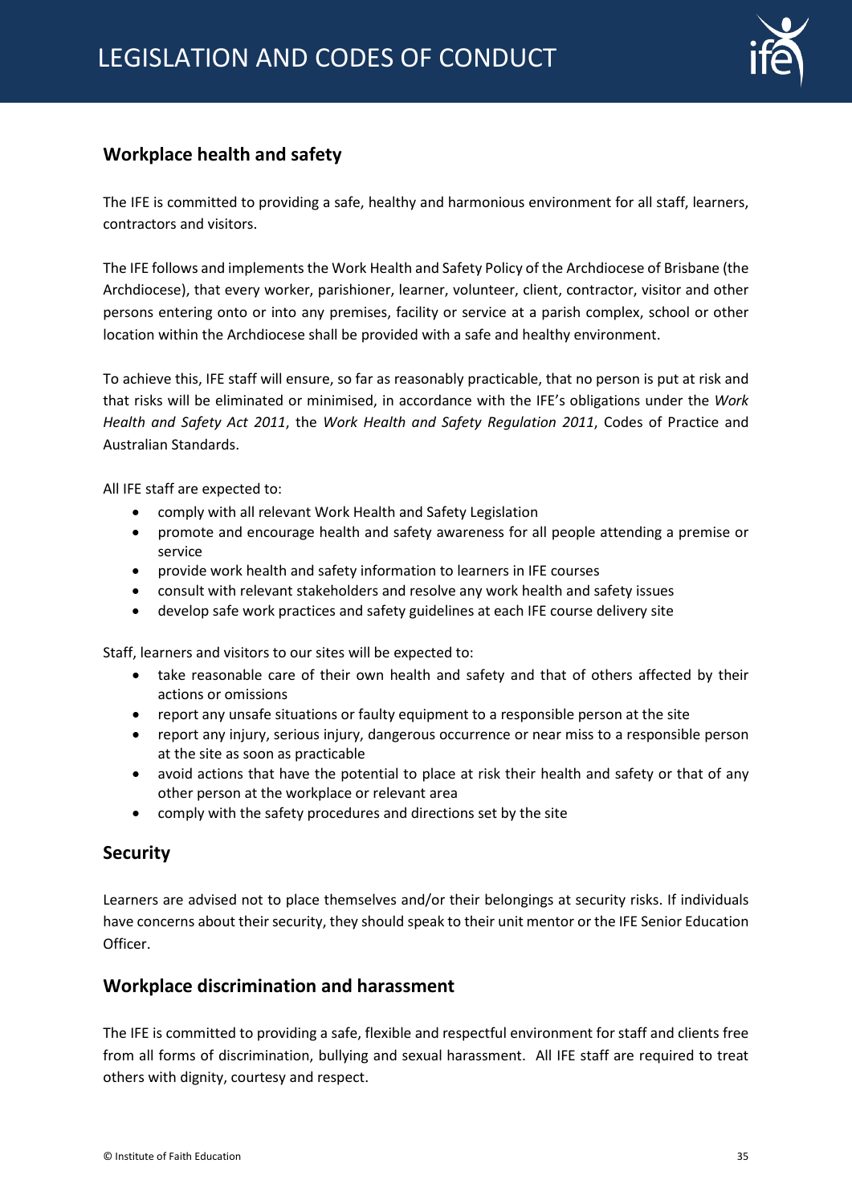## Workplace health and safety

The IFE is committed to providing a safe, healthy and harmonious environment for all staff, learners, contractors and visitors.

The IFE follows and implements the Work Health and Safety Policy of the Archdiocese of Brisbane (the Archdiocese), that every worker, parishioner, learner, volunteer, client, contractor, visitor and other persons entering onto or into any premises, facility or service at a parish complex, school or other location within the Archdiocese shall be provided with a safe and healthy environment.

To achieve this, IFE staff will ensure, so far as reasonably practicable, that no person is put at risk and that risks will be eliminated or minimised, in accordance with the IFE's obligations under the *Work Health and Safety Act 2011*, the *Work Health and Safety Regulation 2011*, Codes of Practice and Australian Standards.

All IFE staff are expected to:

- comply with all relevant Work Health and Safety Legislation
- promote and encourage health and safety awareness for all people attending a premise or service
- provide work health and safety information to learners in IFE courses
- consult with relevant stakeholders and resolve any work health and safety issues
- develop safe work practices and safety guidelines at each IFE course delivery site

Staff, learners and visitors to our sites will be expected to:

- take reasonable care of their own health and safety and that of others affected by their actions or omissions
- report any unsafe situations or faulty equipment to a responsible person at the site
- report any injury, serious injury, dangerous occurrence or near miss to a responsible person at the site as soon as practicable
- avoid actions that have the potential to place at risk their health and safety or that of any other person at the workplace or relevant area
- comply with the safety procedures and directions set by the site

## Security

Learners are advised not to place themselves and/or their belongings at security risks. If individuals have concerns about their security, they should speak to their unit mentor or the IFE Senior Education Officer.

## Workplace discrimination and harassment

The IFE is committed to providing a safe, flexible and respectful environment for staff and clients free from all forms of discrimination, bullying and sexual harassment. All IFE staff are required to treat others with dignity, courtesy and respect.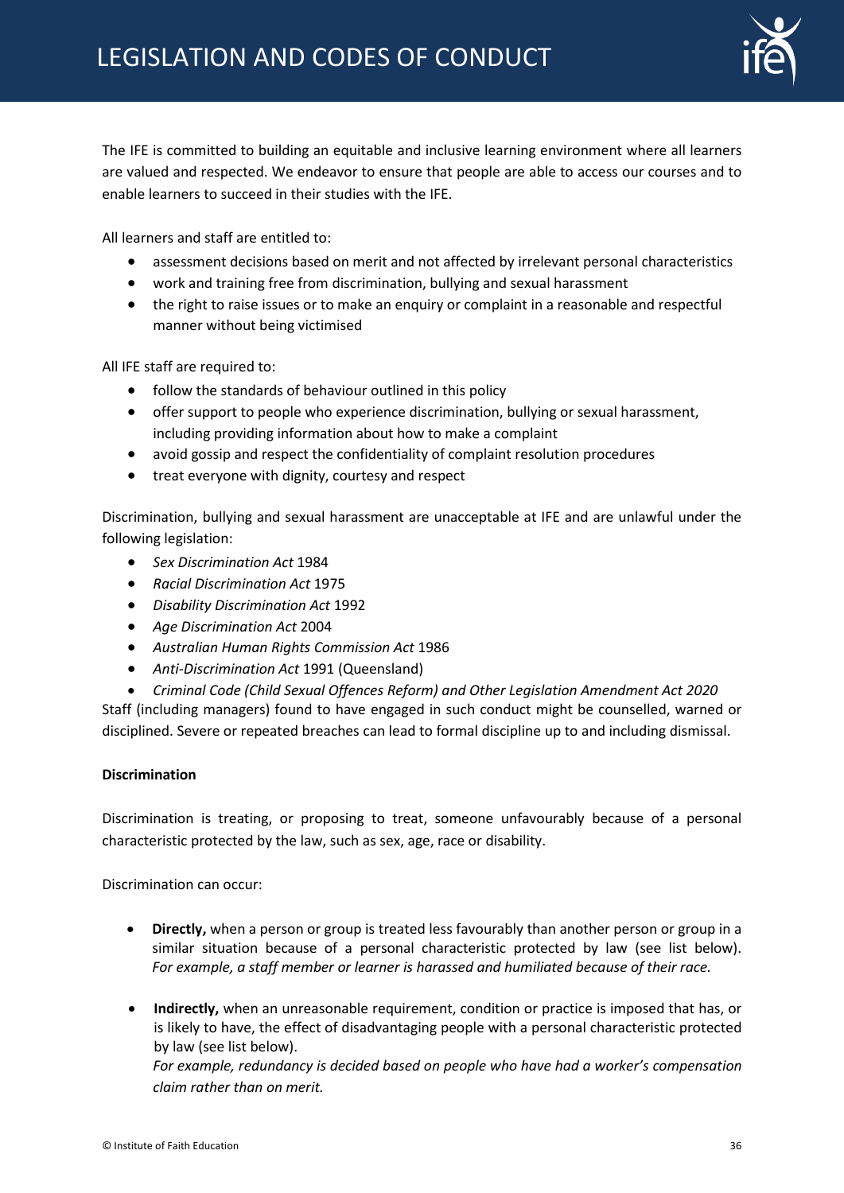# LEGISLATION AND CODES OF CONDUCT

The IFE is committed to building an equitable and inclusive learning environment where all learners are valued and respected. We endeavor to ensure that people are able to access our courses and to enable learners to succeed in their studies with the IFE.

All learners and staff are entitled to:

- assessment decisions based on merit and not affected by irrelevant personal characteristics
- work and training free from discrimination, bullying and sexual harassment
- the right to raise issues or to make an enquiry or complaint in a reasonable and respectful manner without being victimised

All IFE staff are required to:

- follow the standards of behaviour outlined in this policy
- offer support to people who experience discrimination, bullying or sexual harassment, including providing information about how to make a complaint
- avoid gossip and respect the confidentiality of complaint resolution procedures
- treat everyone with dignity, courtesy and respect

Discrimination, bullying and sexual harassment are unacceptable at IFE and are unlawful under the following legislation:

- *Sex Discrimination Act* 1984
- *Racial Discrimination Act* 1975
- *Disability Discrimination Act* 1992
- *Age Discrimination Act* 2004
- *Australian Human Rights Commission Act* 1986
- *Anti-Discrimination Act* 1991 (Queensland)
- *Criminal Code (Child Sexual Offences Reform) and Other Legislation Amendment Act 2020*

Staff (including managers) found to have engaged in such conduct might be counselled, warned or disciplined. Severe or repeated breaches can lead to formal discipline up to and including dismissal.

**Discrimination**

Discrimination is treating, or proposing to treat, someone unfavourably because of a personal characteristic protected by the law, such as sex, age, race or disability.

Discrimination can occur:

- **Directly,** when a person or group is treated less favourably than another person or group in a similar situation because of a personal characteristic protected by law (see list below). *For example, a staff member or learner is harassed and humiliated because of their race.*

- **Indirectly,** when an unreasonable requirement, condition or practice is imposed that has, or is likely to have, the effect of disadvantaging people with a personal characteristic protected by law (see list below).
  *For example, redundancy is decided based on people who have had a worker's compensation claim rather than on merit.*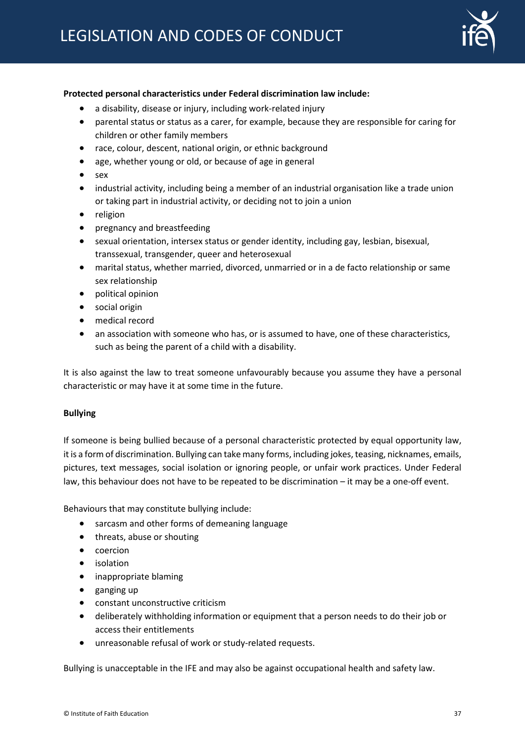**Protected personal characteristics under Federal discrimination law include:**

- a disability, disease or injury, including work-related injury
- parental status or status as a carer, for example, because they are responsible for caring for children or other family members
- race, colour, descent, national origin, or ethnic background
- age, whether young or old, or because of age in general
- sex
- industrial activity, including being a member of an industrial organisation like a trade union or taking part in industrial activity, or deciding not to join a union
- religion
- pregnancy and breastfeeding
- sexual orientation, intersex status or gender identity, including gay, lesbian, bisexual, transsexual, transgender, queer and heterosexual
- marital status, whether married, divorced, unmarried or in a de facto relationship or same sex relationship
- political opinion
- social origin
- medical record
- an association with someone who has, or is assumed to have, one of these characteristics, such as being the parent of a child with a disability.

It is also against the law to treat someone unfavourably because you assume they have a personal characteristic or may have it at some time in the future.

**Bullying**

If someone is being bullied because of a personal characteristic protected by equal opportunity law, it is a form of discrimination. Bullying can take many forms, including jokes, teasing, nicknames, emails, pictures, text messages, social isolation or ignoring people, or unfair work practices. Under Federal law, this behaviour does not have to be repeated to be discrimination – it may be a one-off event.

Behaviours that may constitute bullying include:

- sarcasm and other forms of demeaning language
- threats, abuse or shouting
- coercion
- isolation
- inappropriate blaming
- ganging up
- constant unconstructive criticism
- deliberately withholding information or equipment that a person needs to do their job or access their entitlements
- unreasonable refusal of work or study-related requests.

Bullying is unacceptable in the IFE and may also be against occupational health and safety law.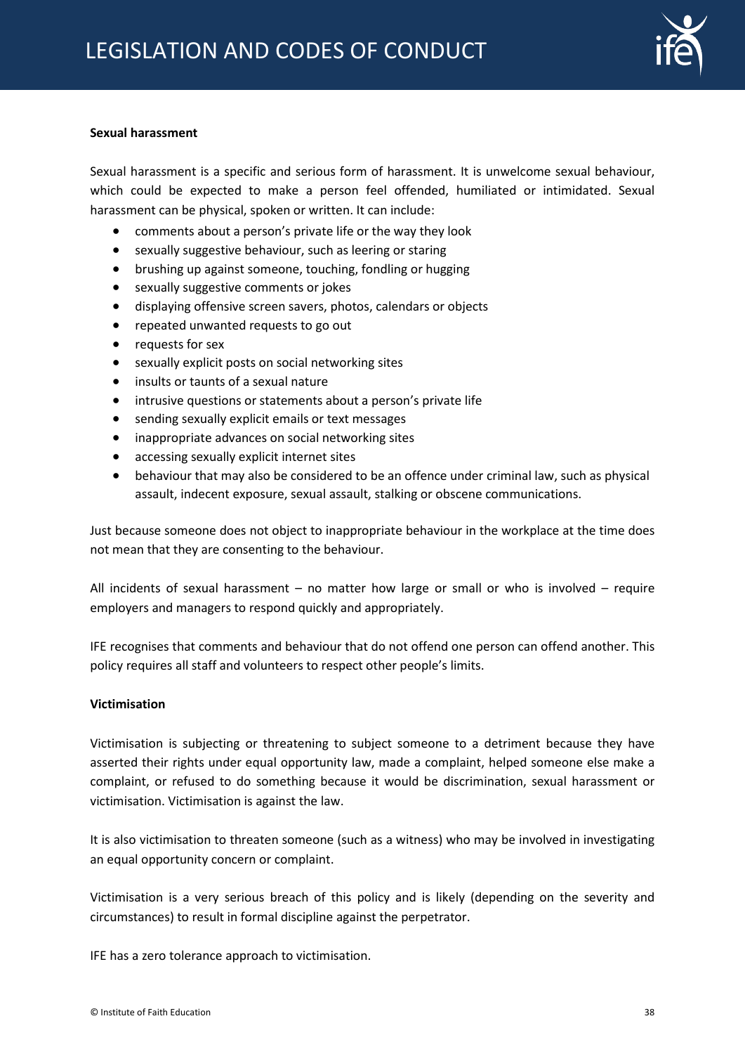**Sexual harassment**

Sexual harassment is a specific and serious form of harassment. It is unwelcome sexual behaviour, which could be expected to make a person feel offended, humiliated or intimidated. Sexual harassment can be physical, spoken or written. It can include:

- comments about a person's private life or the way they look
- sexually suggestive behaviour, such as leering or staring
- brushing up against someone, touching, fondling or hugging
- sexually suggestive comments or jokes
- displaying offensive screen savers, photos, calendars or objects
- repeated unwanted requests to go out
- requests for sex
- sexually explicit posts on social networking sites
- insults or taunts of a sexual nature
- intrusive questions or statements about a person's private life
- sending sexually explicit emails or text messages
- inappropriate advances on social networking sites
- accessing sexually explicit internet sites
- behaviour that may also be considered to be an offence under criminal law, such as physical assault, indecent exposure, sexual assault, stalking or obscene communications.

Just because someone does not object to inappropriate behaviour in the workplace at the time does not mean that they are consenting to the behaviour.

All incidents of sexual harassment – no matter how large or small or who is involved – require employers and managers to respond quickly and appropriately.

IFE recognises that comments and behaviour that do not offend one person can offend another. This policy requires all staff and volunteers to respect other people's limits.

**Victimisation**

Victimisation is subjecting or threatening to subject someone to a detriment because they have asserted their rights under equal opportunity law, made a complaint, helped someone else make a complaint, or refused to do something because it would be discrimination, sexual harassment or victimisation. Victimisation is against the law.

It is also victimisation to threaten someone (such as a witness) who may be involved in investigating an equal opportunity concern or complaint.

Victimisation is a very serious breach of this policy and is likely (depending on the severity and circumstances) to result in formal discipline against the perpetrator.

IFE has a zero tolerance approach to victimisation.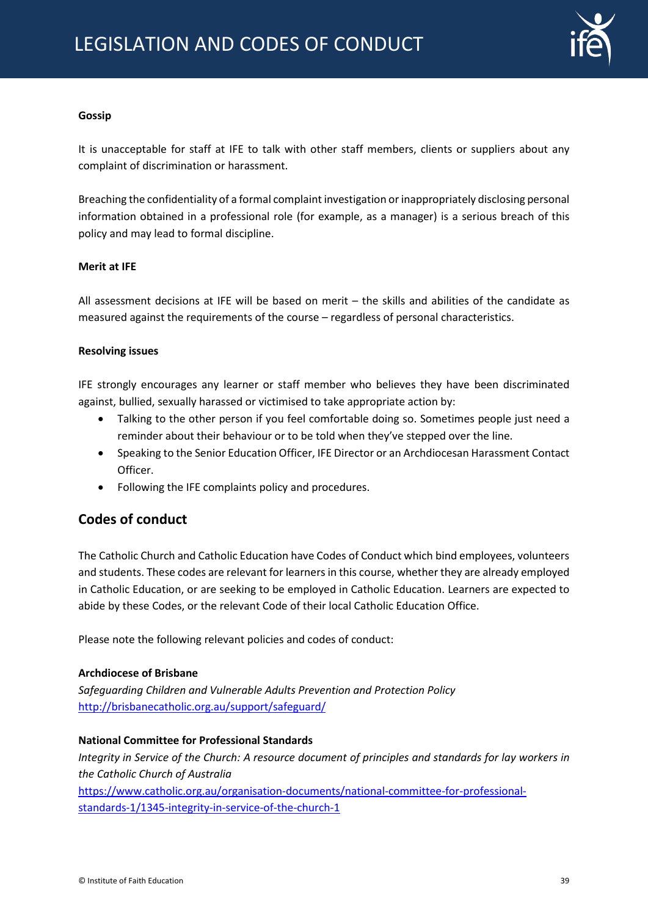**Gossip**

It is unacceptable for staff at IFE to talk with other staff members, clients or suppliers about any complaint of discrimination or harassment.

Breaching the confidentiality of a formal complaint investigation or inappropriately disclosing personal information obtained in a professional role (for example, as a manager) is a serious breach of this policy and may lead to formal discipline.

**Merit at IFE**

All assessment decisions at IFE will be based on merit – the skills and abilities of the candidate as measured against the requirements of the course – regardless of personal characteristics.

**Resolving issues**

IFE strongly encourages any learner or staff member who believes they have been discriminated against, bullied, sexually harassed or victimised to take appropriate action by:

- Talking to the other person if you feel comfortable doing so. Sometimes people just need a reminder about their behaviour or to be told when they've stepped over the line.
- Speaking to the Senior Education Officer, IFE Director or an Archdiocesan Harassment Contact Officer.
- Following the IFE complaints policy and procedures.

## Codes of conduct

The Catholic Church and Catholic Education have Codes of Conduct which bind employees, volunteers and students. These codes are relevant for learners in this course, whether they are already employed in Catholic Education, or are seeking to be employed in Catholic Education. Learners are expected to abide by these Codes, or the relevant Code of their local Catholic Education Office.

Please note the following relevant policies and codes of conduct:

**Archdiocese of Brisbane**
*Safeguarding Children and Vulnerable Adults Prevention and Protection Policy*
http://brisbanecatholic.org.au/support/safeguard/

**National Committee for Professional Standards**
*Integrity in Service of the Church: A resource document of principles and standards for lay workers in the Catholic Church of Australia*
https://www.catholic.org.au/organisation-documents/national-committee-for-professional-standards-1/1345-integrity-in-service-of-the-church-1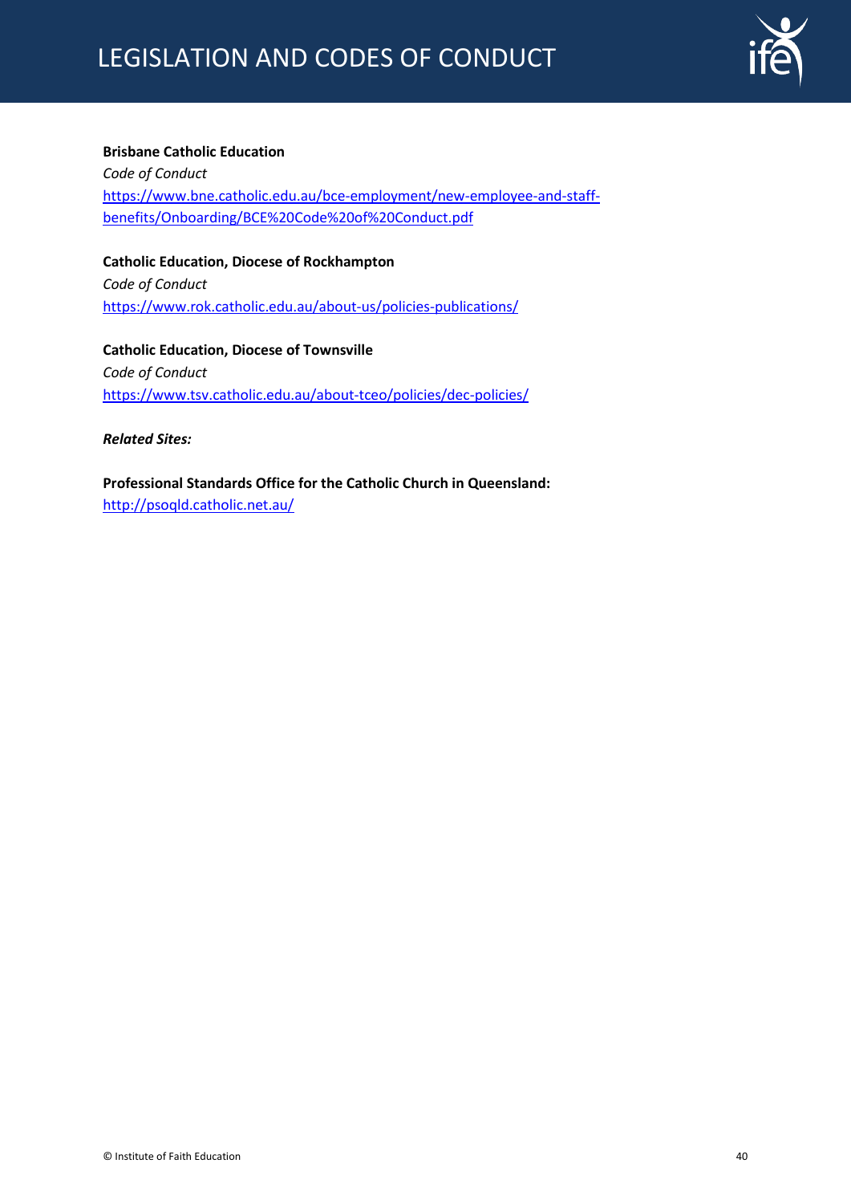**Brisbane Catholic Education**

*Code of Conduct*

https://www.bne.catholic.edu.au/bce-employment/new-employee-and-staff-benefits/Onboarding/BCE%20Code%20of%20Conduct.pdf

**Catholic Education, Diocese of Rockhampton**

*Code of Conduct*

https://www.rok.catholic.edu.au/about-us/policies-publications/

**Catholic Education, Diocese of Townsville**

*Code of Conduct*

https://www.tsv.catholic.edu.au/about-tceo/policies/dec-policies/

***Related Sites:***

**Professional Standards Office for the Catholic Church in Queensland:**

http://psoqld.catholic.net.au/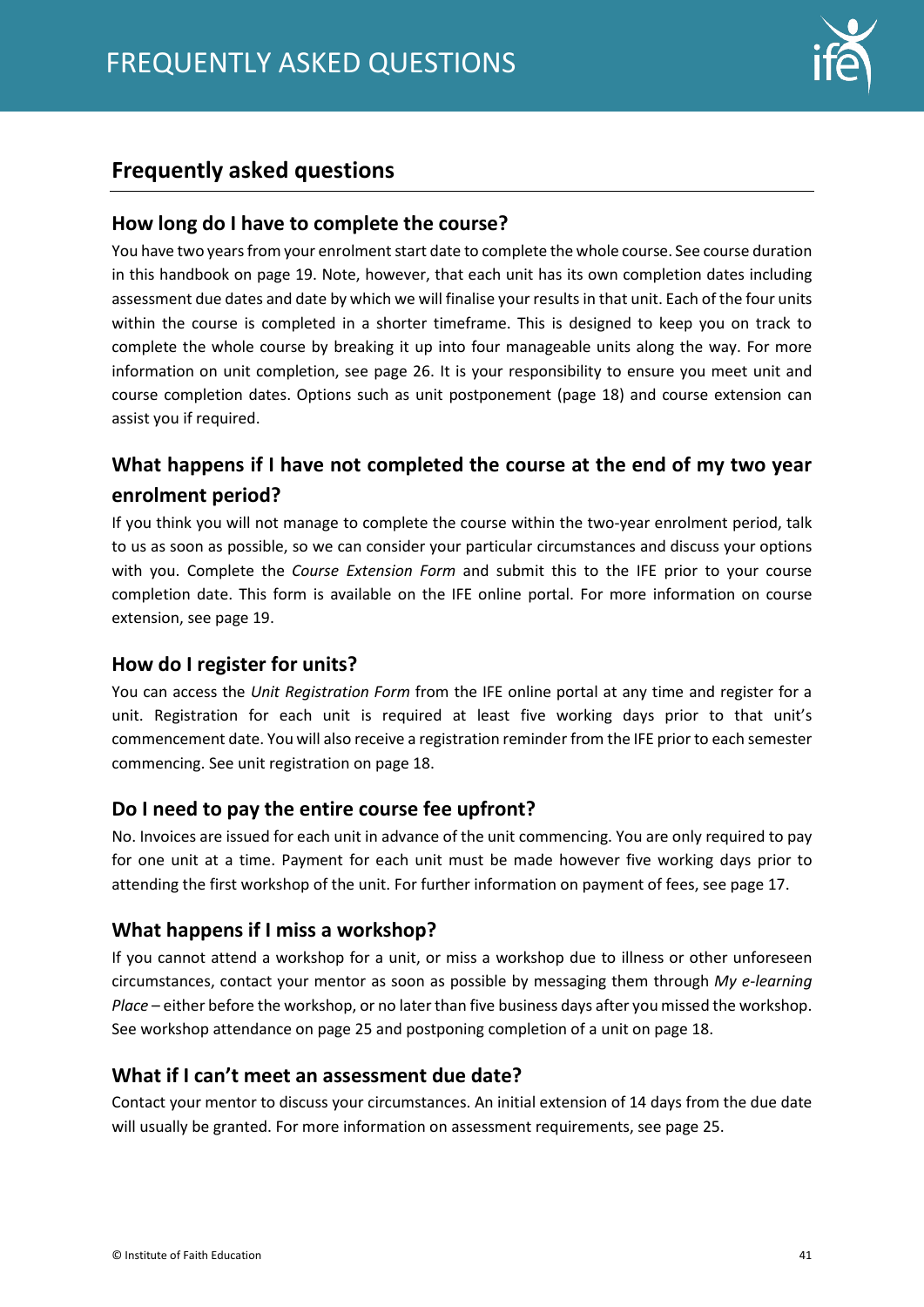## Frequently asked questions

### How long do I have to complete the course?

You have two years from your enrolment start date to complete the whole course. See course duration in this handbook on page 19. Note, however, that each unit has its own completion dates including assessment due dates and date by which we will finalise your results in that unit. Each of the four units within the course is completed in a shorter timeframe. This is designed to keep you on track to complete the whole course by breaking it up into four manageable units along the way. For more information on unit completion, see page 26. It is your responsibility to ensure you meet unit and course completion dates. Options such as unit postponement (page 18) and course extension can assist you if required.

### What happens if I have not completed the course at the end of my two year enrolment period?

If you think you will not manage to complete the course within the two-year enrolment period, talk to us as soon as possible, so we can consider your particular circumstances and discuss your options with you. Complete the *Course Extension Form* and submit this to the IFE prior to your course completion date. This form is available on the IFE online portal. For more information on course extension, see page 19.

### How do I register for units?

You can access the *Unit Registration Form* from the IFE online portal at any time and register for a unit. Registration for each unit is required at least five working days prior to that unit's commencement date. You will also receive a registration reminder from the IFE prior to each semester commencing. See unit registration on page 18.

### Do I need to pay the entire course fee upfront?

No. Invoices are issued for each unit in advance of the unit commencing. You are only required to pay for one unit at a time. Payment for each unit must be made however five working days prior to attending the first workshop of the unit. For further information on payment of fees, see page 17.

### What happens if I miss a workshop?

If you cannot attend a workshop for a unit, or miss a workshop due to illness or other unforeseen circumstances, contact your mentor as soon as possible by messaging them through *My e-learning Place* – either before the workshop, or no later than five business days after you missed the workshop. See workshop attendance on page 25 and postponing completion of a unit on page 18.

### What if I can't meet an assessment due date?

Contact your mentor to discuss your circumstances. An initial extension of 14 days from the due date will usually be granted. For more information on assessment requirements, see page 25.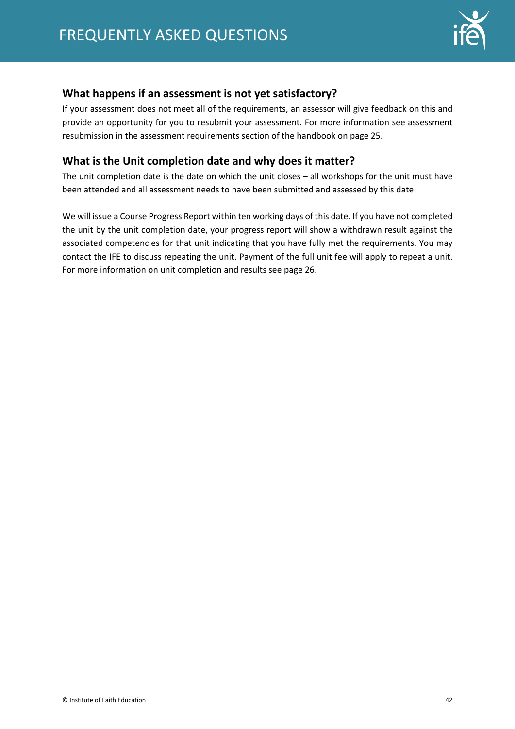### What happens if an assessment is not yet satisfactory?

If your assessment does not meet all of the requirements, an assessor will give feedback on this and provide an opportunity for you to resubmit your assessment. For more information see assessment resubmission in the assessment requirements section of the handbook on page 25.

### What is the Unit completion date and why does it matter?

The unit completion date is the date on which the unit closes – all workshops for the unit must have been attended and all assessment needs to have been submitted and assessed by this date.

We will issue a Course Progress Report within ten working days of this date. If you have not completed the unit by the unit completion date, your progress report will show a withdrawn result against the associated competencies for that unit indicating that you have fully met the requirements. You may contact the IFE to discuss repeating the unit. Payment of the full unit fee will apply to repeat a unit. For more information on unit completion and results see page 26.